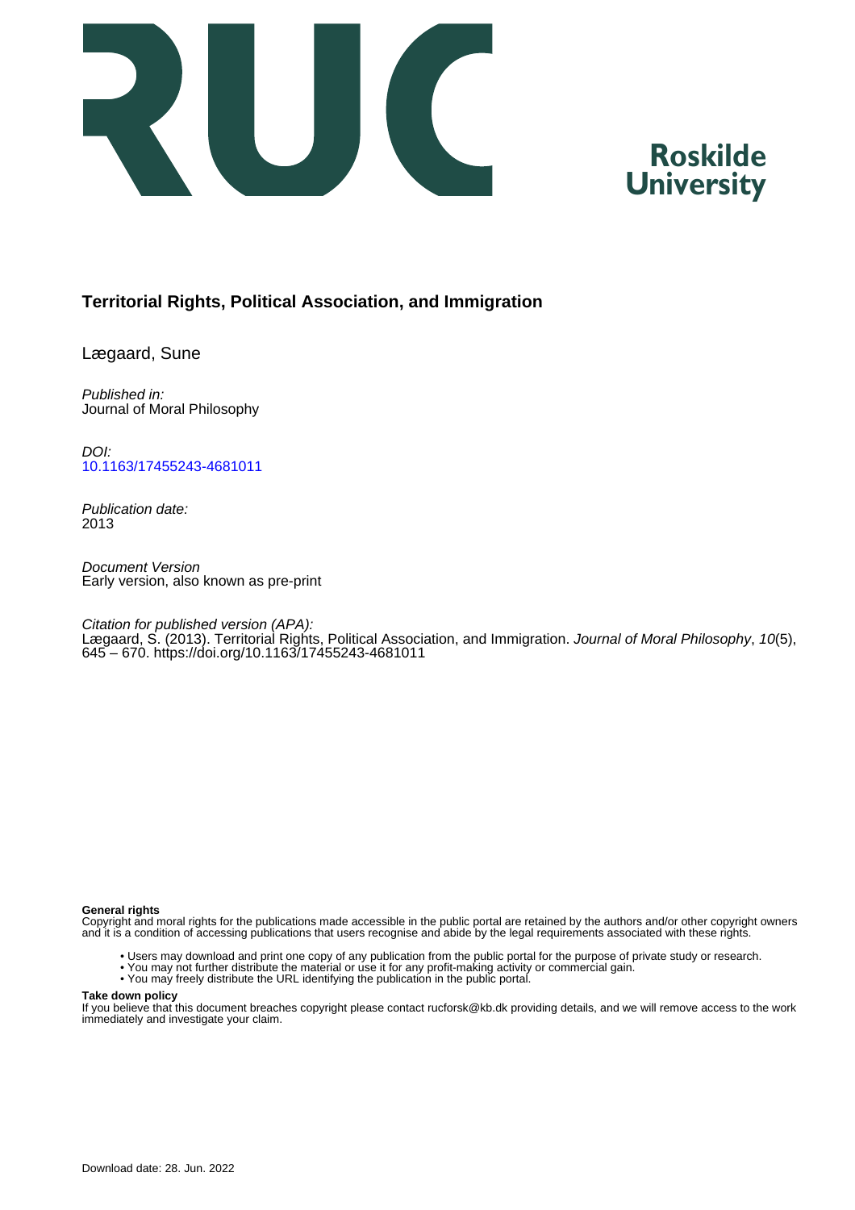# Territorial Rights, Political Association, and Immigration

Lægaard, Sune

*Published in:*
Journal of Moral Philosophy

*DOI:*
[10.1163/17455243-4681011](https://doi.org/10.1163/17455243-4681011)

*Publication date:*
2013

*Document Version*
Early version, also known as pre-print

*Citation for published version (APA):*
Lægaard, S. (2013). Territorial Rights, Political Association, and Immigration. *Journal of Moral Philosophy*, *10*(5), 645 – 670. https://doi.org/10.1163/17455243-4681011

**General rights**
Copyright and moral rights for the publications made accessible in the public portal are retained by the authors and/or other copyright owners and it is a condition of accessing publications that users recognise and abide by the legal requirements associated with these rights.

- Users may download and print one copy of any publication from the public portal for the purpose of private study or research.
- You may not further distribute the material or use it for any profit-making activity or commercial gain.
- You may freely distribute the URL identifying the publication in the public portal.

**Take down policy**
If you believe that this document breaches copyright please contact rucforsk@kb.dk providing details, and we will remove access to the work immediately and investigate your claim.

Download date: 28. Jun. 2022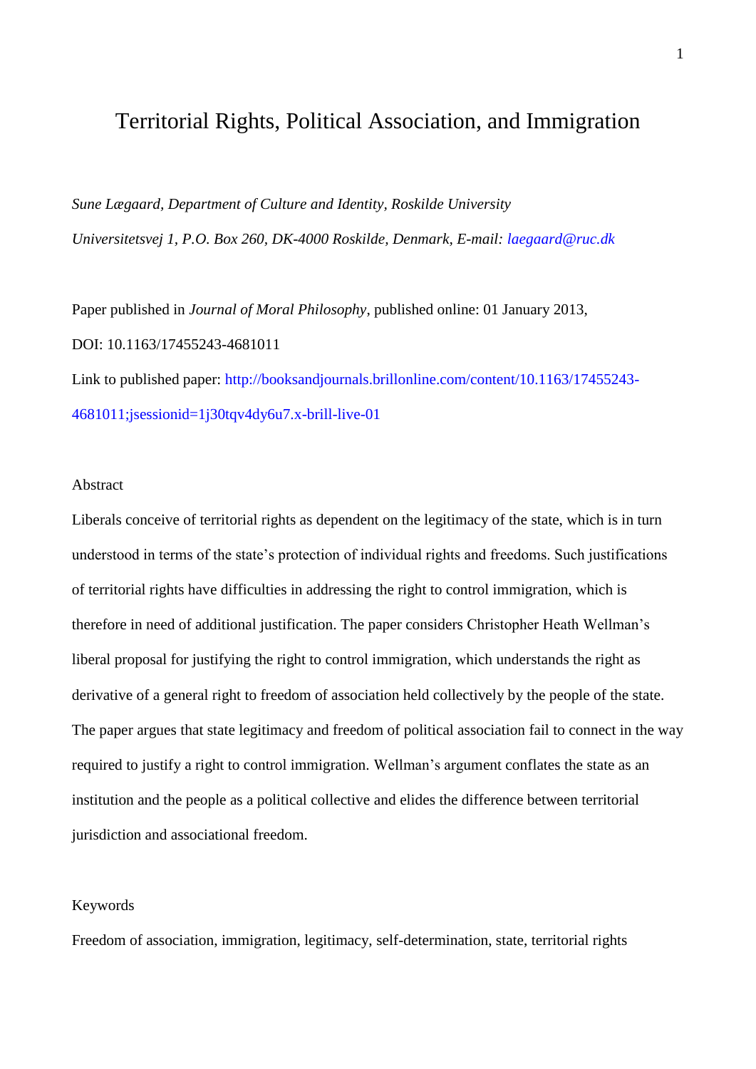# Territorial Rights, Political Association, and Immigration

*Sune Lægaard, Department of Culture and Identity, Roskilde University*

*Universitetsvej 1, P.O. Box 260, DK-4000 Roskilde, Denmark, E-mail: laegaard@ruc.dk*

Paper published in *Journal of Moral Philosophy*, published online: 01 January 2013,

DOI: 10.1163/17455243-4681011

Link to published paper: http://booksandjournals.brillonline.com/content/10.1163/17455243-4681011;jsessionid=1j30tqv4dy6u7.x-brill-live-01

Abstract

Liberals conceive of territorial rights as dependent on the legitimacy of the state, which is in turn understood in terms of the state's protection of individual rights and freedoms. Such justifications of territorial rights have difficulties in addressing the right to control immigration, which is therefore in need of additional justification. The paper considers Christopher Heath Wellman's liberal proposal for justifying the right to control immigration, which understands the right as derivative of a general right to freedom of association held collectively by the people of the state. The paper argues that state legitimacy and freedom of political association fail to connect in the way required to justify a right to control immigration. Wellman's argument conflates the state as an institution and the people as a political collective and elides the difference between territorial jurisdiction and associational freedom.

Keywords

Freedom of association, immigration, legitimacy, self-determination, state, territorial rights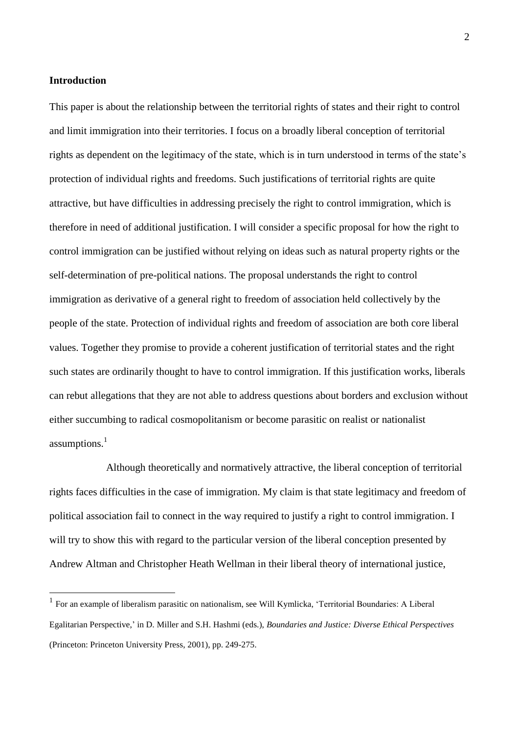## Introduction

This paper is about the relationship between the territorial rights of states and their right to control and limit immigration into their territories. I focus on a broadly liberal conception of territorial rights as dependent on the legitimacy of the state, which is in turn understood in terms of the state's protection of individual rights and freedoms. Such justifications of territorial rights are quite attractive, but have difficulties in addressing precisely the right to control immigration, which is therefore in need of additional justification. I will consider a specific proposal for how the right to control immigration can be justified without relying on ideas such as natural property rights or the self-determination of pre-political nations. The proposal understands the right to control immigration as derivative of a general right to freedom of association held collectively by the people of the state. Protection of individual rights and freedom of association are both core liberal values. Together they promise to provide a coherent justification of territorial states and the right such states are ordinarily thought to have to control immigration. If this justification works, liberals can rebut allegations that they are not able to address questions about borders and exclusion without either succumbing to radical cosmopolitanism or become parasitic on realist or nationalist assumptions.[1]

Although theoretically and normatively attractive, the liberal conception of territorial rights faces difficulties in the case of immigration. My claim is that state legitimacy and freedom of political association fail to connect in the way required to justify a right to control immigration. I will try to show this with regard to the particular version of the liberal conception presented by Andrew Altman and Christopher Heath Wellman in their liberal theory of international justice,

[1] For an example of liberalism parasitic on nationalism, see Will Kymlicka, 'Territorial Boundaries: A Liberal Egalitarian Perspective,' in D. Miller and S.H. Hashmi (eds.), *Boundaries and Justice: Diverse Ethical Perspectives* (Princeton: Princeton University Press, 2001), pp. 249-275.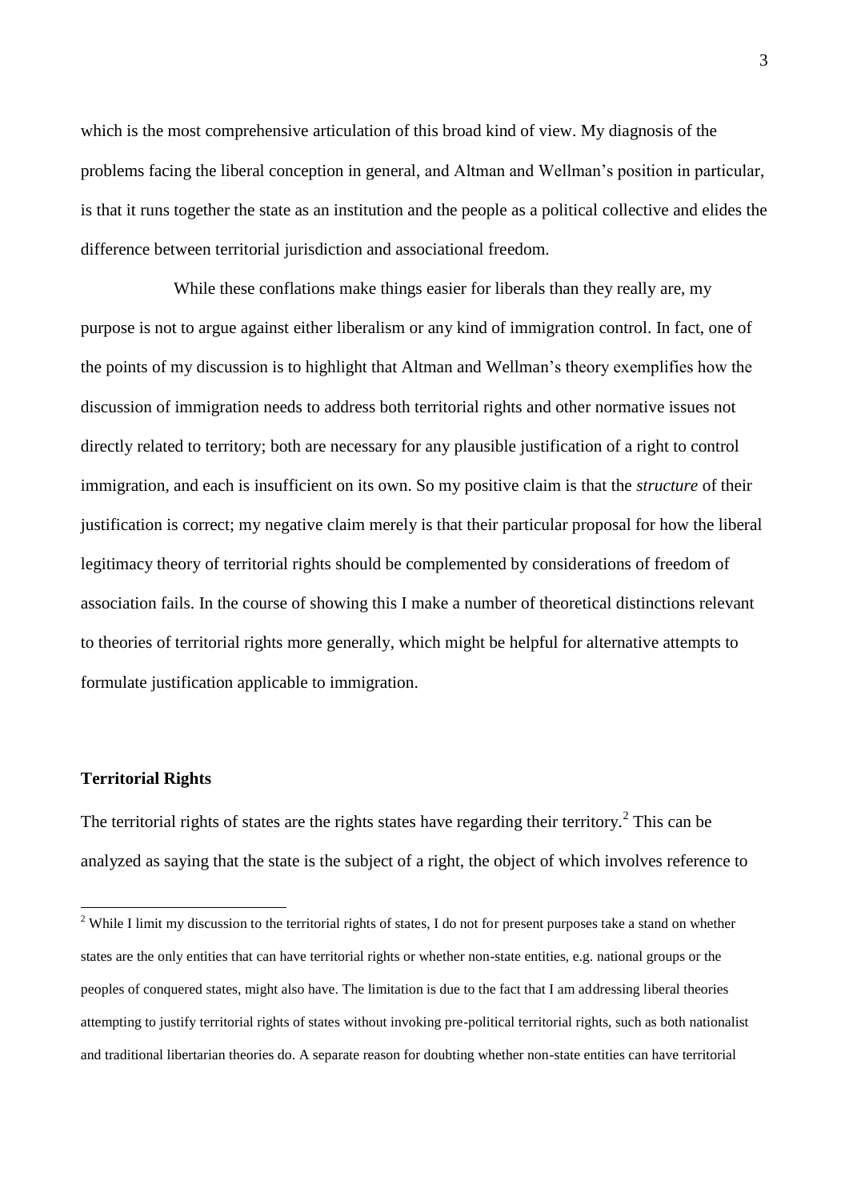which is the most comprehensive articulation of this broad kind of view. My diagnosis of the problems facing the liberal conception in general, and Altman and Wellman's position in particular, is that it runs together the state as an institution and the people as a political collective and elides the difference between territorial jurisdiction and associational freedom.

While these conflations make things easier for liberals than they really are, my purpose is not to argue against either liberalism or any kind of immigration control. In fact, one of the points of my discussion is to highlight that Altman and Wellman's theory exemplifies how the discussion of immigration needs to address both territorial rights and other normative issues not directly related to territory; both are necessary for any plausible justification of a right to control immigration, and each is insufficient on its own. So my positive claim is that the *structure* of their justification is correct; my negative claim merely is that their particular proposal for how the liberal legitimacy theory of territorial rights should be complemented by considerations of freedom of association fails. In the course of showing this I make a number of theoretical distinctions relevant to theories of territorial rights more generally, which might be helpful for alternative attempts to formulate justification applicable to immigration.

## Territorial Rights

The territorial rights of states are the rights states have regarding their territory.[2] This can be analyzed as saying that the state is the subject of a right, the object of which involves reference to

[2] While I limit my discussion to the territorial rights of states, I do not for present purposes take a stand on whether states are the only entities that can have territorial rights or whether non-state entities, e.g. national groups or the peoples of conquered states, might also have. The limitation is due to the fact that I am addressing liberal theories attempting to justify territorial rights of states without invoking pre-political territorial rights, such as both nationalist and traditional libertarian theories do. A separate reason for doubting whether non-state entities can have territorial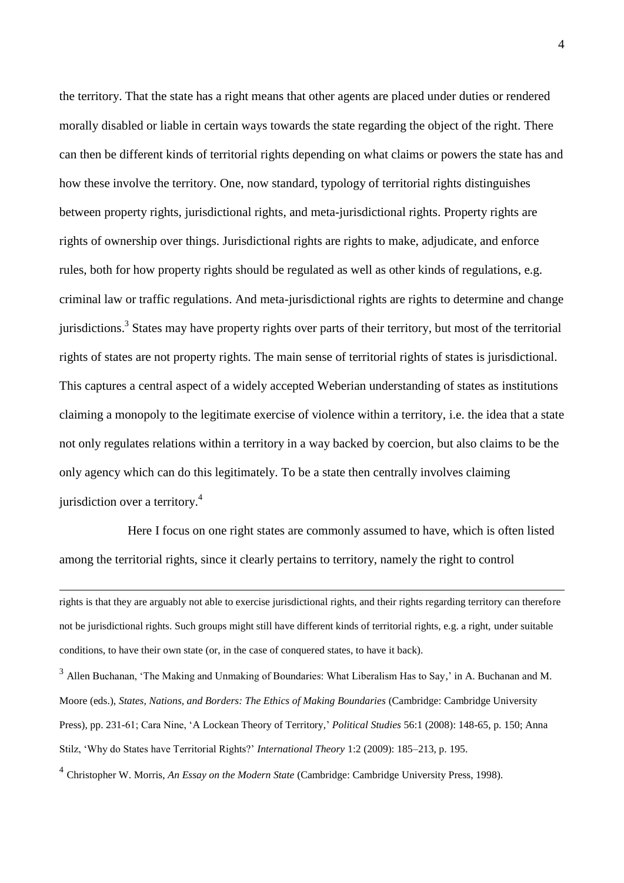the territory. That the state has a right means that other agents are placed under duties or rendered morally disabled or liable in certain ways towards the state regarding the object of the right. There can then be different kinds of territorial rights depending on what claims or powers the state has and how these involve the territory. One, now standard, typology of territorial rights distinguishes between property rights, jurisdictional rights, and meta-jurisdictional rights. Property rights are rights of ownership over things. Jurisdictional rights are rights to make, adjudicate, and enforce rules, both for how property rights should be regulated as well as other kinds of regulations, e.g. criminal law or traffic regulations. And meta-jurisdictional rights are rights to determine and change jurisdictions.[3] States may have property rights over parts of their territory, but most of the territorial rights of states are not property rights. The main sense of territorial rights of states is jurisdictional. This captures a central aspect of a widely accepted Weberian understanding of states as institutions claiming a monopoly to the legitimate exercise of violence within a territory, i.e. the idea that a state not only regulates relations within a territory in a way backed by coercion, but also claims to be the only agency which can do this legitimately. To be a state then centrally involves claiming jurisdiction over a territory.[4]

Here I focus on one right states are commonly assumed to have, which is often listed among the territorial rights, since it clearly pertains to territory, namely the right to control

---

rights is that they are arguably not able to exercise jurisdictional rights, and their rights regarding territory can therefore not be jurisdictional rights. Such groups might still have different kinds of territorial rights, e.g. a right, under suitable conditions, to have their own state (or, in the case of conquered states, to have it back).

[3] Allen Buchanan, 'The Making and Unmaking of Boundaries: What Liberalism Has to Say,' in A. Buchanan and M. Moore (eds.), *States, Nations, and Borders: The Ethics of Making Boundaries* (Cambridge: Cambridge University Press), pp. 231-61; Cara Nine, 'A Lockean Theory of Territory,' *Political Studies* 56:1 (2008): 148-65, p. 150; Anna Stilz, 'Why do States have Territorial Rights?' *International Theory* 1:2 (2009): 185–213, p. 195.

[4] Christopher W. Morris, *An Essay on the Modern State* (Cambridge: Cambridge University Press, 1998).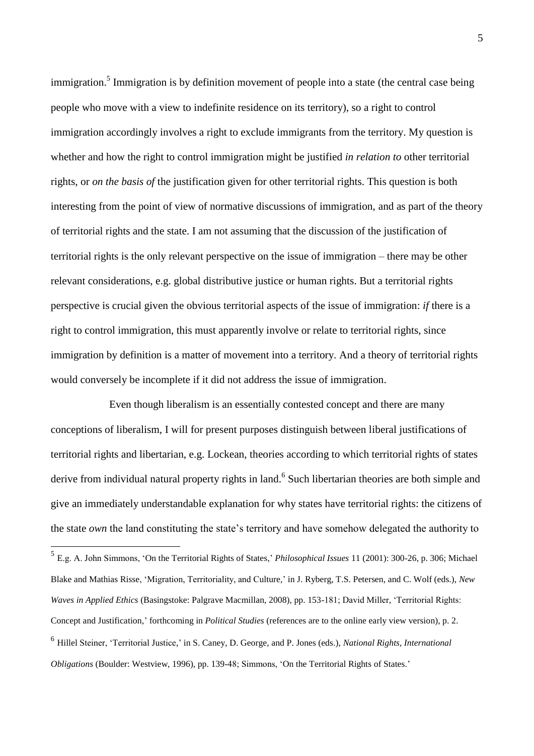immigration.[5] Immigration is by definition movement of people into a state (the central case being people who move with a view to indefinite residence on its territory), so a right to control immigration accordingly involves a right to exclude immigrants from the territory. My question is whether and how the right to control immigration might be justified *in relation to* other territorial rights, or *on the basis of* the justification given for other territorial rights. This question is both interesting from the point of view of normative discussions of immigration, and as part of the theory of territorial rights and the state. I am not assuming that the discussion of the justification of territorial rights is the only relevant perspective on the issue of immigration – there may be other relevant considerations, e.g. global distributive justice or human rights. But a territorial rights perspective is crucial given the obvious territorial aspects of the issue of immigration: *if* there is a right to control immigration, this must apparently involve or relate to territorial rights, since immigration by definition is a matter of movement into a territory. And a theory of territorial rights would conversely be incomplete if it did not address the issue of immigration.

Even though liberalism is an essentially contested concept and there are many conceptions of liberalism, I will for present purposes distinguish between liberal justifications of territorial rights and libertarian, e.g. Lockean, theories according to which territorial rights of states derive from individual natural property rights in land.[6] Such libertarian theories are both simple and give an immediately understandable explanation for why states have territorial rights: the citizens of the state *own* the land constituting the state's territory and have somehow delegated the authority to

[5] E.g. A. John Simmons, 'On the Territorial Rights of States,' *Philosophical Issues* 11 (2001): 300-26, p. 306; Michael Blake and Mathias Risse, 'Migration, Territoriality, and Culture,' in J. Ryberg, T.S. Petersen, and C. Wolf (eds.), *New Waves in Applied Ethics* (Basingstoke: Palgrave Macmillan, 2008), pp. 153-181; David Miller, 'Territorial Rights: Concept and Justification,' forthcoming in *Political Studies* (references are to the online early view version), p. 2.

[6] Hillel Steiner, 'Territorial Justice,' in S. Caney, D. George, and P. Jones (eds.), *National Rights, International Obligations* (Boulder: Westview, 1996), pp. 139-48; Simmons, 'On the Territorial Rights of States.'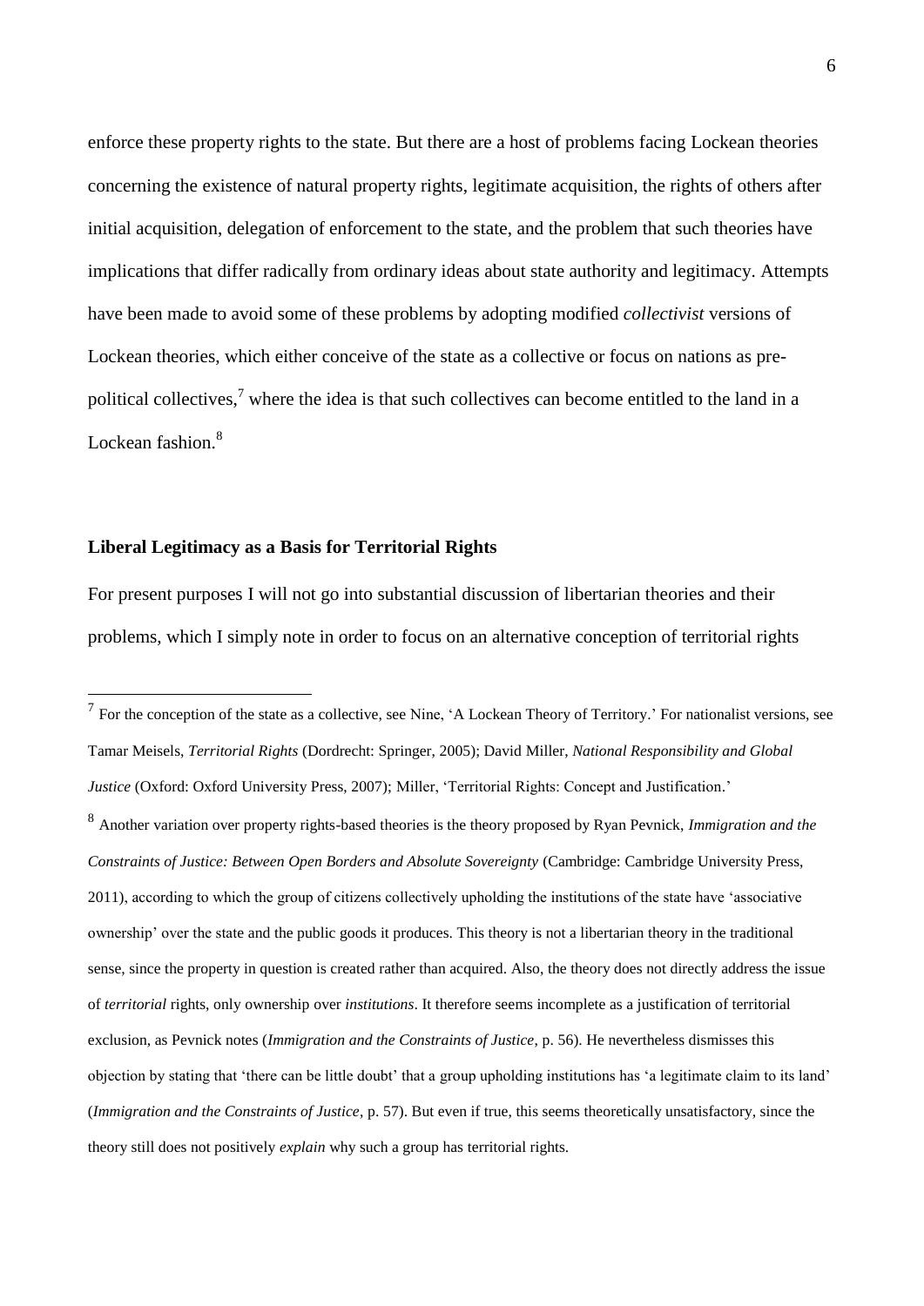enforce these property rights to the state. But there are a host of problems facing Lockean theories concerning the existence of natural property rights, legitimate acquisition, the rights of others after initial acquisition, delegation of enforcement to the state, and the problem that such theories have implications that differ radically from ordinary ideas about state authority and legitimacy. Attempts have been made to avoid some of these problems by adopting modified *collectivist* versions of Lockean theories, which either conceive of the state as a collective or focus on nations as pre-political collectives,[7] where the idea is that such collectives can become entitled to the land in a Lockean fashion.[8]

## Liberal Legitimacy as a Basis for Territorial Rights

For present purposes I will not go into substantial discussion of libertarian theories and their problems, which I simply note in order to focus on an alternative conception of territorial rights

---

[7] For the conception of the state as a collective, see Nine, 'A Lockean Theory of Territory.' For nationalist versions, see Tamar Meisels, *Territorial Rights* (Dordrecht: Springer, 2005); David Miller, *National Responsibility and Global Justice* (Oxford: Oxford University Press, 2007); Miller, 'Territorial Rights: Concept and Justification.'

[8] Another variation over property rights-based theories is the theory proposed by Ryan Pevnick, *Immigration and the Constraints of Justice: Between Open Borders and Absolute Sovereignty* (Cambridge: Cambridge University Press, 2011), according to which the group of citizens collectively upholding the institutions of the state have 'associative ownership' over the state and the public goods it produces. This theory is not a libertarian theory in the traditional sense, since the property in question is created rather than acquired. Also, the theory does not directly address the issue of *territorial* rights, only ownership over *institutions*. It therefore seems incomplete as a justification of territorial exclusion, as Pevnick notes (*Immigration and the Constraints of Justice*, p. 56). He nevertheless dismisses this objection by stating that 'there can be little doubt' that a group upholding institutions has 'a legitimate claim to its land' (*Immigration and the Constraints of Justice*, p. 57). But even if true, this seems theoretically unsatisfactory, since the theory still does not positively *explain* why such a group has territorial rights.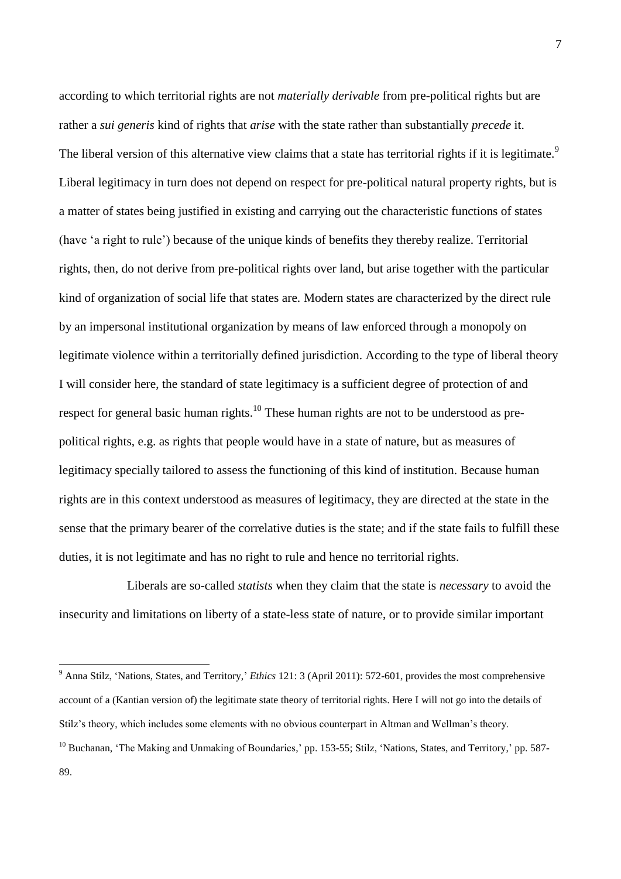according to which territorial rights are not *materially derivable* from pre-political rights but are rather a *sui generis* kind of rights that *arise* with the state rather than substantially *precede* it. The liberal version of this alternative view claims that a state has territorial rights if it is legitimate.[9] Liberal legitimacy in turn does not depend on respect for pre-political natural property rights, but is a matter of states being justified in existing and carrying out the characteristic functions of states (have 'a right to rule') because of the unique kinds of benefits they thereby realize. Territorial rights, then, do not derive from pre-political rights over land, but arise together with the particular kind of organization of social life that states are. Modern states are characterized by the direct rule by an impersonal institutional organization by means of law enforced through a monopoly on legitimate violence within a territorially defined jurisdiction. According to the type of liberal theory I will consider here, the standard of state legitimacy is a sufficient degree of protection of and respect for general basic human rights.[10] These human rights are not to be understood as pre-political rights, e.g. as rights that people would have in a state of nature, but as measures of legitimacy specially tailored to assess the functioning of this kind of institution. Because human rights are in this context understood as measures of legitimacy, they are directed at the state in the sense that the primary bearer of the correlative duties is the state; and if the state fails to fulfill these duties, it is not legitimate and has no right to rule and hence no territorial rights.

Liberals are so-called *statists* when they claim that the state is *necessary* to avoid the insecurity and limitations on liberty of a state-less state of nature, or to provide similar important

---

[9] Anna Stilz, 'Nations, States, and Territory,' *Ethics* 121: 3 (April 2011): 572-601, provides the most comprehensive account of a (Kantian version of) the legitimate state theory of territorial rights. Here I will not go into the details of Stilz's theory, which includes some elements with no obvious counterpart in Altman and Wellman's theory.

[10] Buchanan, 'The Making and Unmaking of Boundaries,' pp. 153-55; Stilz, 'Nations, States, and Territory,' pp. 587-89.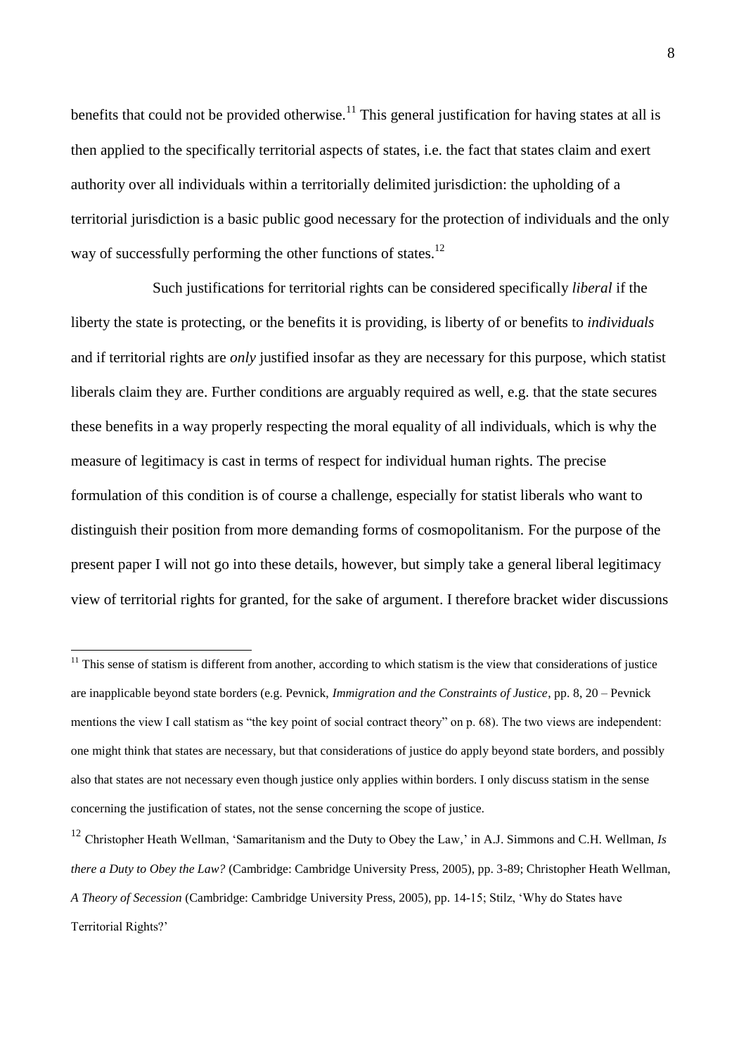benefits that could not be provided otherwise.[11] This general justification for having states at all is then applied to the specifically territorial aspects of states, i.e. the fact that states claim and exert authority over all individuals within a territorially delimited jurisdiction: the upholding of a territorial jurisdiction is a basic public good necessary for the protection of individuals and the only way of successfully performing the other functions of states.[12]

Such justifications for territorial rights can be considered specifically *liberal* if the liberty the state is protecting, or the benefits it is providing, is liberty of or benefits to *individuals* and if territorial rights are *only* justified insofar as they are necessary for this purpose, which statist liberals claim they are. Further conditions are arguably required as well, e.g. that the state secures these benefits in a way properly respecting the moral equality of all individuals, which is why the measure of legitimacy is cast in terms of respect for individual human rights. The precise formulation of this condition is of course a challenge, especially for statist liberals who want to distinguish their position from more demanding forms of cosmopolitanism. For the purpose of the present paper I will not go into these details, however, but simply take a general liberal legitimacy view of territorial rights for granted, for the sake of argument. I therefore bracket wider discussions

---

[11] This sense of statism is different from another, according to which statism is the view that considerations of justice are inapplicable beyond state borders (e.g. Pevnick, *Immigration and the Constraints of Justice*, pp. 8, 20 – Pevnick mentions the view I call statism as "the key point of social contract theory" on p. 68). The two views are independent: one might think that states are necessary, but that considerations of justice do apply beyond state borders, and possibly also that states are not necessary even though justice only applies within borders. I only discuss statism in the sense concerning the justification of states, not the sense concerning the scope of justice.

[12] Christopher Heath Wellman, 'Samaritanism and the Duty to Obey the Law,' in A.J. Simmons and C.H. Wellman, *Is there a Duty to Obey the Law?* (Cambridge: Cambridge University Press, 2005), pp. 3-89; Christopher Heath Wellman, *A Theory of Secession* (Cambridge: Cambridge University Press, 2005), pp. 14-15; Stilz, 'Why do States have Territorial Rights?'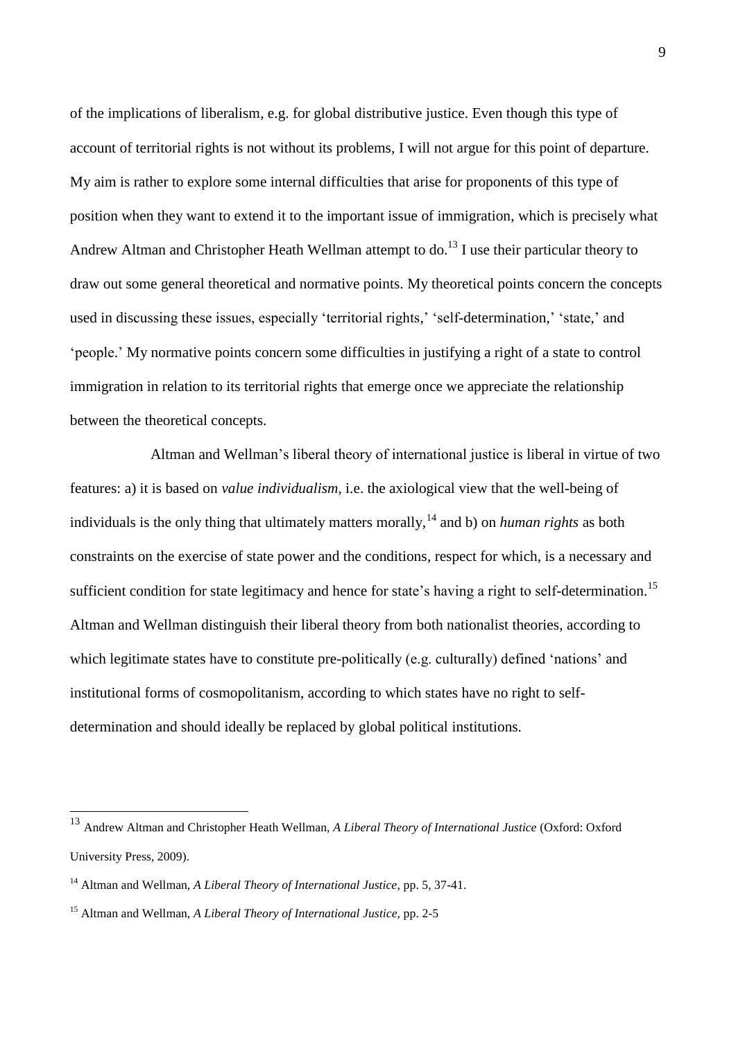of the implications of liberalism, e.g. for global distributive justice. Even though this type of account of territorial rights is not without its problems, I will not argue for this point of departure. My aim is rather to explore some internal difficulties that arise for proponents of this type of position when they want to extend it to the important issue of immigration, which is precisely what Andrew Altman and Christopher Heath Wellman attempt to do.[13] I use their particular theory to draw out some general theoretical and normative points. My theoretical points concern the concepts used in discussing these issues, especially 'territorial rights,' 'self-determination,' 'state,' and 'people.' My normative points concern some difficulties in justifying a right of a state to control immigration in relation to its territorial rights that emerge once we appreciate the relationship between the theoretical concepts.

Altman and Wellman's liberal theory of international justice is liberal in virtue of two features: a) it is based on *value individualism*, i.e. the axiological view that the well-being of individuals is the only thing that ultimately matters morally,[14] and b) on *human rights* as both constraints on the exercise of state power and the conditions, respect for which, is a necessary and sufficient condition for state legitimacy and hence for state's having a right to self-determination.[15] Altman and Wellman distinguish their liberal theory from both nationalist theories, according to which legitimate states have to constitute pre-politically (e.g. culturally) defined 'nations' and institutional forms of cosmopolitanism, according to which states have no right to self-determination and should ideally be replaced by global political institutions.

---

[13] Andrew Altman and Christopher Heath Wellman, *A Liberal Theory of International Justice* (Oxford: Oxford University Press, 2009).

[14] Altman and Wellman, *A Liberal Theory of International Justice*, pp. 5, 37-41.

[15] Altman and Wellman, *A Liberal Theory of International Justice*, pp. 2-5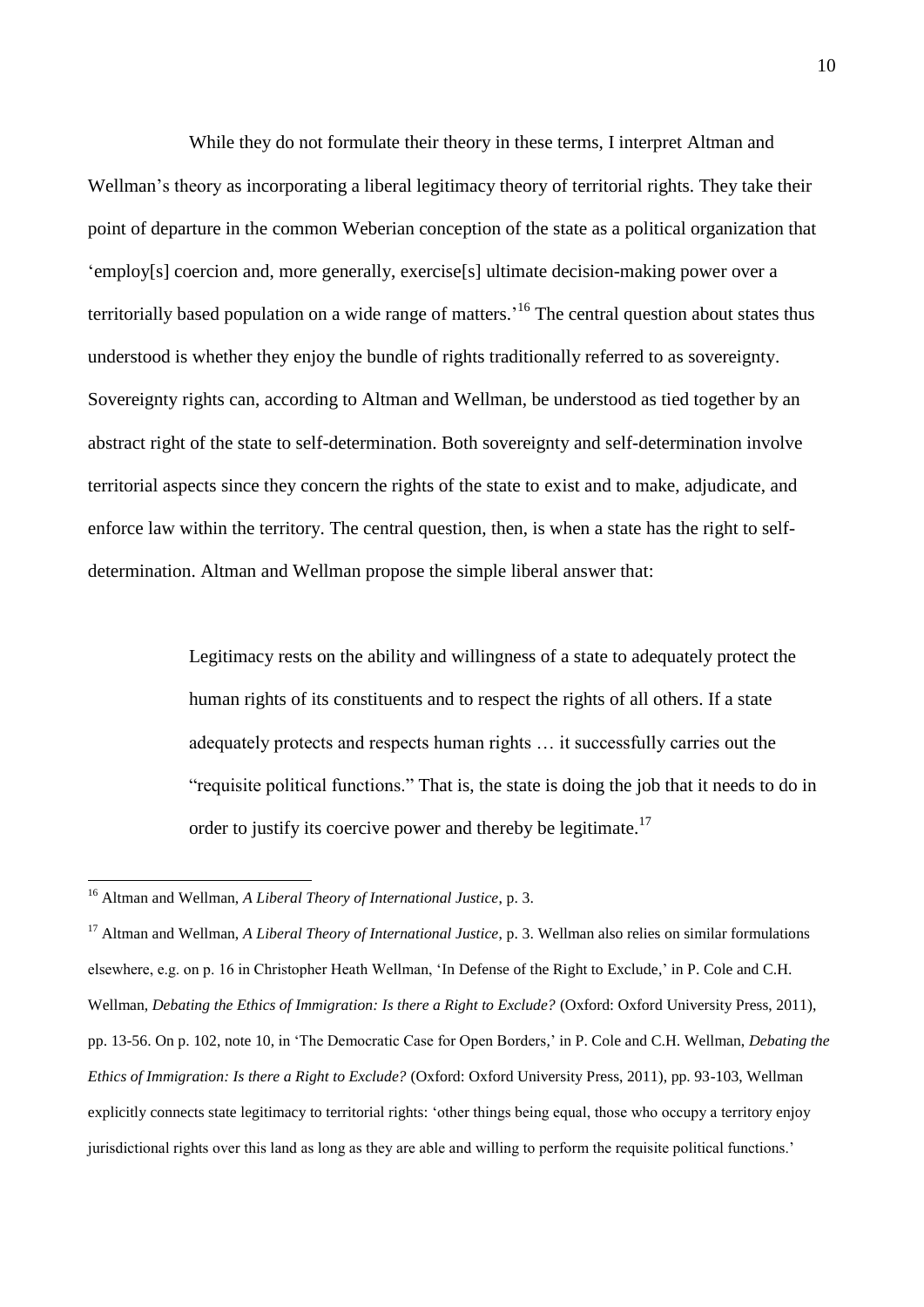While they do not formulate their theory in these terms, I interpret Altman and Wellman's theory as incorporating a liberal legitimacy theory of territorial rights. They take their point of departure in the common Weberian conception of the state as a political organization that 'employ[s] coercion and, more generally, exercise[s] ultimate decision-making power over a territorially based population on a wide range of matters.'[16] The central question about states thus understood is whether they enjoy the bundle of rights traditionally referred to as sovereignty. Sovereignty rights can, according to Altman and Wellman, be understood as tied together by an abstract right of the state to self-determination. Both sovereignty and self-determination involve territorial aspects since they concern the rights of the state to exist and to make, adjudicate, and enforce law within the territory. The central question, then, is when a state has the right to self-determination. Altman and Wellman propose the simple liberal answer that:

> Legitimacy rests on the ability and willingness of a state to adequately protect the human rights of its constituents and to respect the rights of all others. If a state adequately protects and respects human rights … it successfully carries out the "requisite political functions." That is, the state is doing the job that it needs to do in order to justify its coercive power and thereby be legitimate.[17]

---

[16] Altman and Wellman, *A Liberal Theory of International Justice*, p. 3.

[17] Altman and Wellman, *A Liberal Theory of International Justice*, p. 3. Wellman also relies on similar formulations elsewhere, e.g. on p. 16 in Christopher Heath Wellman, 'In Defense of the Right to Exclude,' in P. Cole and C.H. Wellman, *Debating the Ethics of Immigration: Is there a Right to Exclude?* (Oxford: Oxford University Press, 2011), pp. 13-56. On p. 102, note 10, in 'The Democratic Case for Open Borders,' in P. Cole and C.H. Wellman, *Debating the Ethics of Immigration: Is there a Right to Exclude?* (Oxford: Oxford University Press, 2011), pp. 93-103, Wellman explicitly connects state legitimacy to territorial rights: 'other things being equal, those who occupy a territory enjoy jurisdictional rights over this land as long as they are able and willing to perform the requisite political functions.'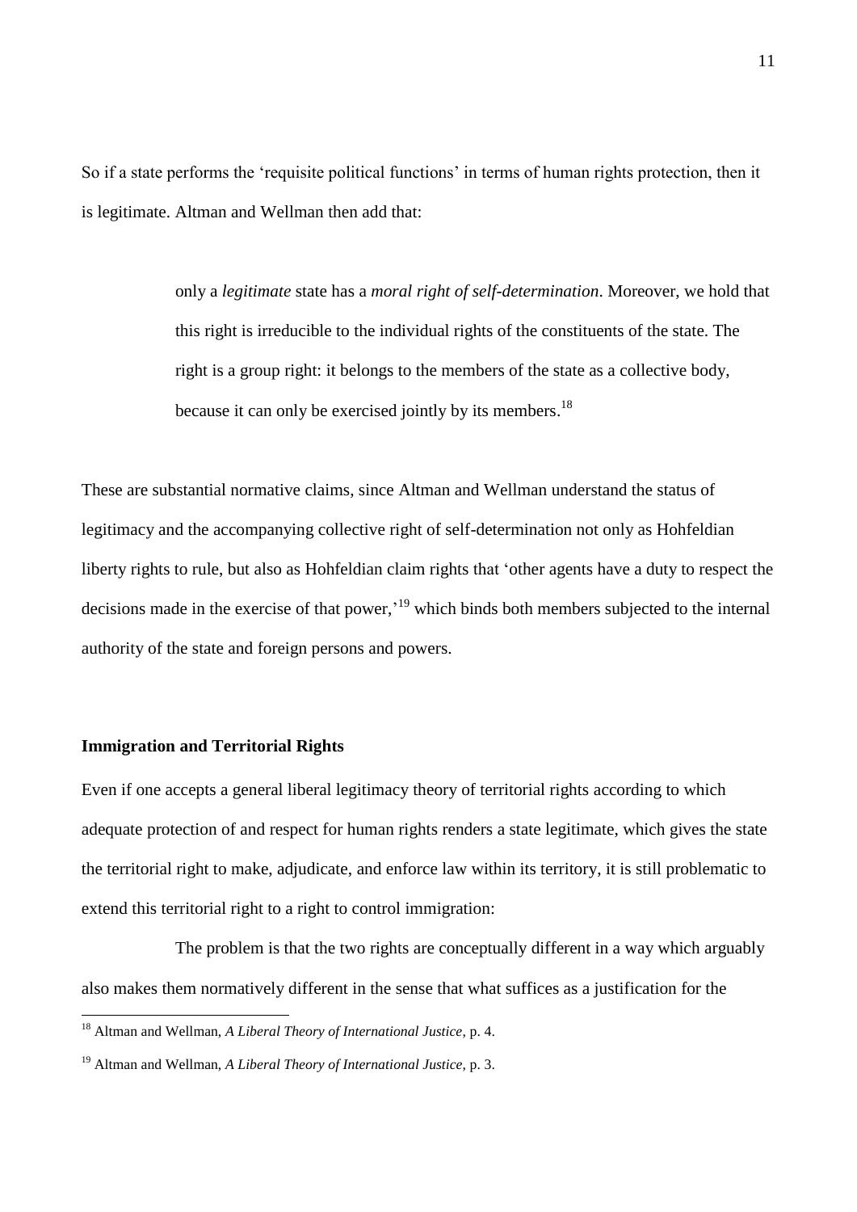So if a state performs the 'requisite political functions' in terms of human rights protection, then it is legitimate. Altman and Wellman then add that:

> only a *legitimate* state has a *moral right of self-determination*. Moreover, we hold that this right is irreducible to the individual rights of the constituents of the state. The right is a group right: it belongs to the members of the state as a collective body, because it can only be exercised jointly by its members.[18]

These are substantial normative claims, since Altman and Wellman understand the status of legitimacy and the accompanying collective right of self-determination not only as Hohfeldian liberty rights to rule, but also as Hohfeldian claim rights that 'other agents have a duty to respect the decisions made in the exercise of that power,'[19] which binds both members subjected to the internal authority of the state and foreign persons and powers.

**Immigration and Territorial Rights**

Even if one accepts a general liberal legitimacy theory of territorial rights according to which adequate protection of and respect for human rights renders a state legitimate, which gives the state the territorial right to make, adjudicate, and enforce law within its territory, it is still problematic to extend this territorial right to a right to control immigration:

The problem is that the two rights are conceptually different in a way which arguably also makes them normatively different in the sense that what suffices as a justification for the

[18] Altman and Wellman, *A Liberal Theory of International Justice*, p. 4.

[19] Altman and Wellman, *A Liberal Theory of International Justice*, p. 3.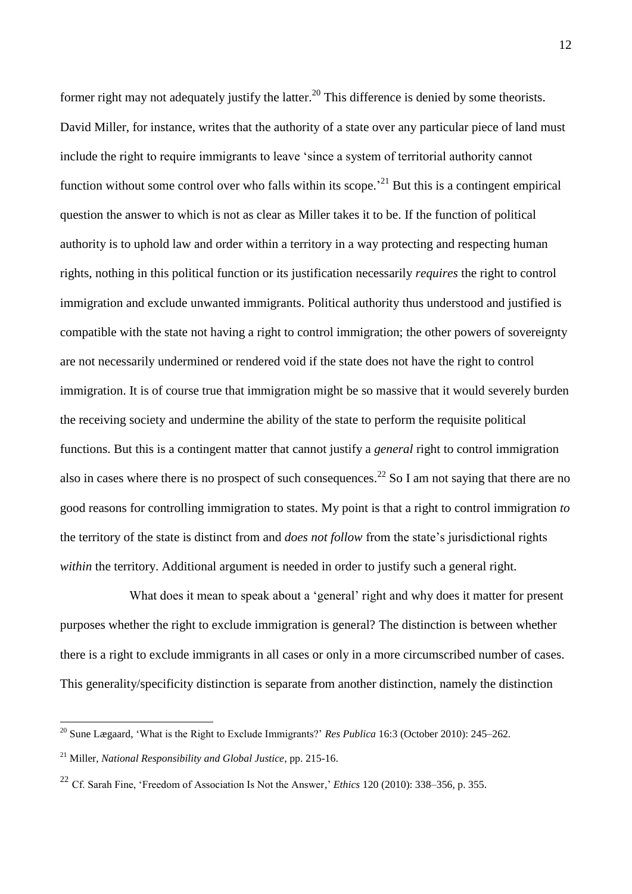former right may not adequately justify the latter.[20] This difference is denied by some theorists. David Miller, for instance, writes that the authority of a state over any particular piece of land must include the right to require immigrants to leave 'since a system of territorial authority cannot function without some control over who falls within its scope.'[21] But this is a contingent empirical question the answer to which is not as clear as Miller takes it to be. If the function of political authority is to uphold law and order within a territory in a way protecting and respecting human rights, nothing in this political function or its justification necessarily *requires* the right to control immigration and exclude unwanted immigrants. Political authority thus understood and justified is compatible with the state not having a right to control immigration; the other powers of sovereignty are not necessarily undermined or rendered void if the state does not have the right to control immigration. It is of course true that immigration might be so massive that it would severely burden the receiving society and undermine the ability of the state to perform the requisite political functions. But this is a contingent matter that cannot justify a *general* right to control immigration also in cases where there is no prospect of such consequences.[22] So I am not saying that there are no good reasons for controlling immigration to states. My point is that a right to control immigration *to* the territory of the state is distinct from and *does not follow* from the state's jurisdictional rights *within* the territory. Additional argument is needed in order to justify such a general right.

What does it mean to speak about a 'general' right and why does it matter for present purposes whether the right to exclude immigration is general? The distinction is between whether there is a right to exclude immigrants in all cases or only in a more circumscribed number of cases. This generality/specificity distinction is separate from another distinction, namely the distinction

[20] Sune Lægaard, 'What is the Right to Exclude Immigrants?' *Res Publica* 16:3 (October 2010): 245–262.

[21] Miller, *National Responsibility and Global Justice*, pp. 215-16.

[22] Cf. Sarah Fine, 'Freedom of Association Is Not the Answer,' *Ethics* 120 (2010): 338–356, p. 355.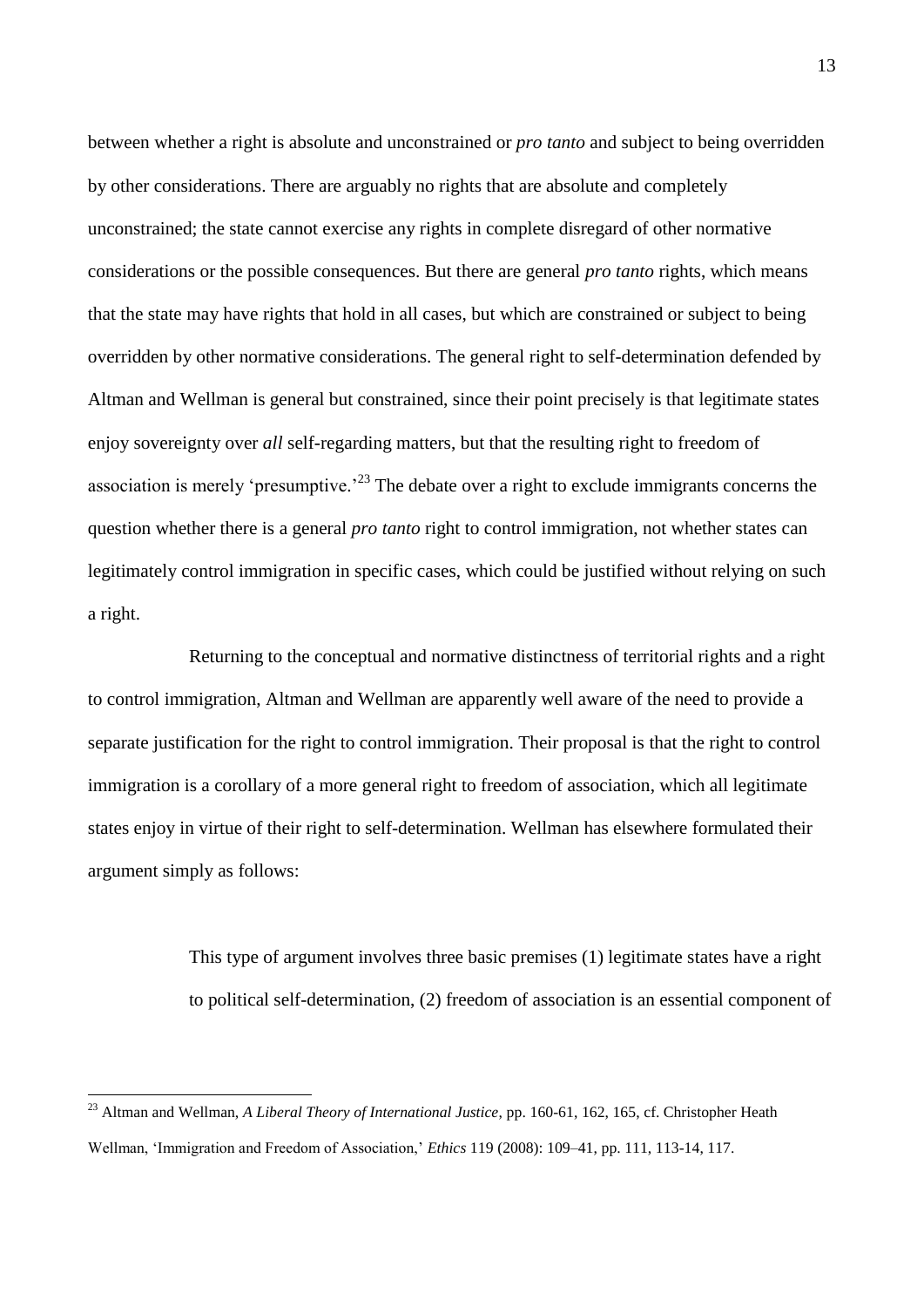between whether a right is absolute and unconstrained or *pro tanto* and subject to being overridden by other considerations. There are arguably no rights that are absolute and completely unconstrained; the state cannot exercise any rights in complete disregard of other normative considerations or the possible consequences. But there are general *pro tanto* rights, which means that the state may have rights that hold in all cases, but which are constrained or subject to being overridden by other normative considerations. The general right to self-determination defended by Altman and Wellman is general but constrained, since their point precisely is that legitimate states enjoy sovereignty over *all* self-regarding matters, but that the resulting right to freedom of association is merely 'presumptive.'[23] The debate over a right to exclude immigrants concerns the question whether there is a general *pro tanto* right to control immigration, not whether states can legitimately control immigration in specific cases, which could be justified without relying on such a right.

Returning to the conceptual and normative distinctness of territorial rights and a right to control immigration, Altman and Wellman are apparently well aware of the need to provide a separate justification for the right to control immigration. Their proposal is that the right to control immigration is a corollary of a more general right to freedom of association, which all legitimate states enjoy in virtue of their right to self-determination. Wellman has elsewhere formulated their argument simply as follows:

> This type of argument involves three basic premises (1) legitimate states have a right to political self-determination, (2) freedom of association is an essential component of

[23] Altman and Wellman, *A Liberal Theory of International Justice*, pp. 160-61, 162, 165, cf. Christopher Heath Wellman, 'Immigration and Freedom of Association,' *Ethics* 119 (2008): 109–41, pp. 111, 113-14, 117.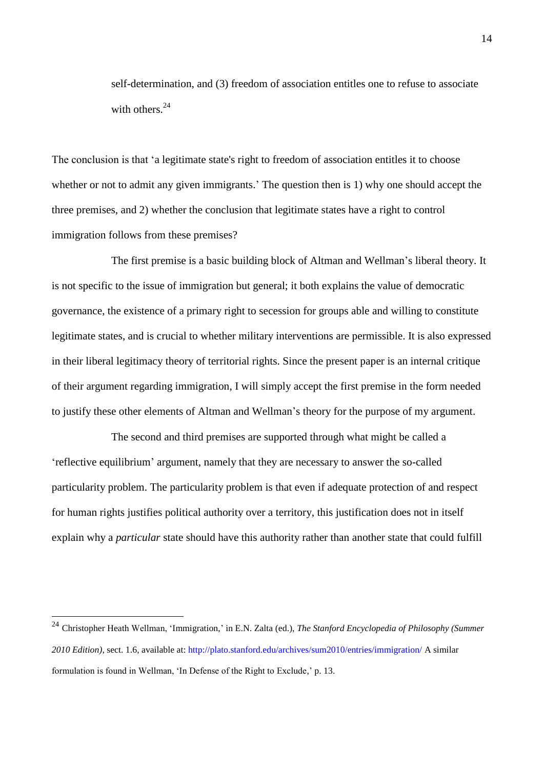self-determination, and (3) freedom of association entitles one to refuse to associate with others.[24]

The conclusion is that 'a legitimate state's right to freedom of association entitles it to choose whether or not to admit any given immigrants.' The question then is 1) why one should accept the three premises, and 2) whether the conclusion that legitimate states have a right to control immigration follows from these premises?

The first premise is a basic building block of Altman and Wellman's liberal theory. It is not specific to the issue of immigration but general; it both explains the value of democratic governance, the existence of a primary right to secession for groups able and willing to constitute legitimate states, and is crucial to whether military interventions are permissible. It is also expressed in their liberal legitimacy theory of territorial rights. Since the present paper is an internal critique of their argument regarding immigration, I will simply accept the first premise in the form needed to justify these other elements of Altman and Wellman's theory for the purpose of my argument.

The second and third premises are supported through what might be called a 'reflective equilibrium' argument, namely that they are necessary to answer the so-called particularity problem. The particularity problem is that even if adequate protection of and respect for human rights justifies political authority over a territory, this justification does not in itself explain why a *particular* state should have this authority rather than another state that could fulfill

---

[24] Christopher Heath Wellman, 'Immigration,' in E.N. Zalta (ed.), *The Stanford Encyclopedia of Philosophy (Summer 2010 Edition)*, sect. 1.6, available at: http://plato.stanford.edu/archives/sum2010/entries/immigration/ A similar formulation is found in Wellman, 'In Defense of the Right to Exclude,' p. 13.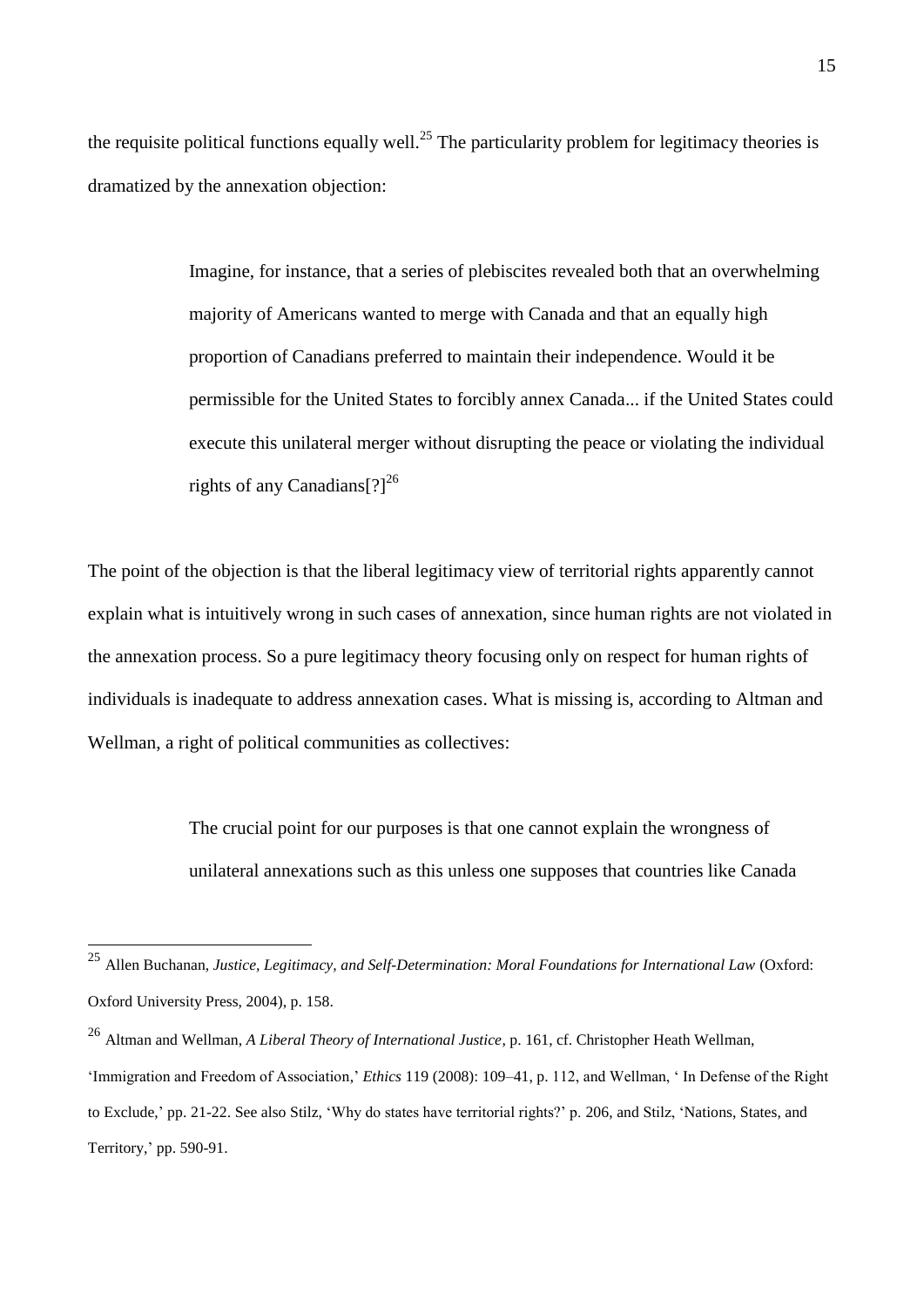the requisite political functions equally well.[25] The particularity problem for legitimacy theories is dramatized by the annexation objection:

> Imagine, for instance, that a series of plebiscites revealed both that an overwhelming majority of Americans wanted to merge with Canada and that an equally high proportion of Canadians preferred to maintain their independence. Would it be permissible for the United States to forcibly annex Canada... if the United States could execute this unilateral merger without disrupting the peace or violating the individual rights of any Canadians[?][26]

The point of the objection is that the liberal legitimacy view of territorial rights apparently cannot explain what is intuitively wrong in such cases of annexation, since human rights are not violated in the annexation process. So a pure legitimacy theory focusing only on respect for human rights of individuals is inadequate to address annexation cases. What is missing is, according to Altman and Wellman, a right of political communities as collectives:

> The crucial point for our purposes is that one cannot explain the wrongness of unilateral annexations such as this unless one supposes that countries like Canada

---

[25] Allen Buchanan, *Justice, Legitimacy, and Self-Determination: Moral Foundations for International Law* (Oxford: Oxford University Press, 2004), p. 158.

[26] Altman and Wellman, *A Liberal Theory of International Justice*, p. 161, cf. Christopher Heath Wellman, 'Immigration and Freedom of Association,' *Ethics* 119 (2008): 109–41, p. 112, and Wellman, ' In Defense of the Right to Exclude,' pp. 21-22. See also Stilz, 'Why do states have territorial rights?' p. 206, and Stilz, 'Nations, States, and Territory,' pp. 590-91.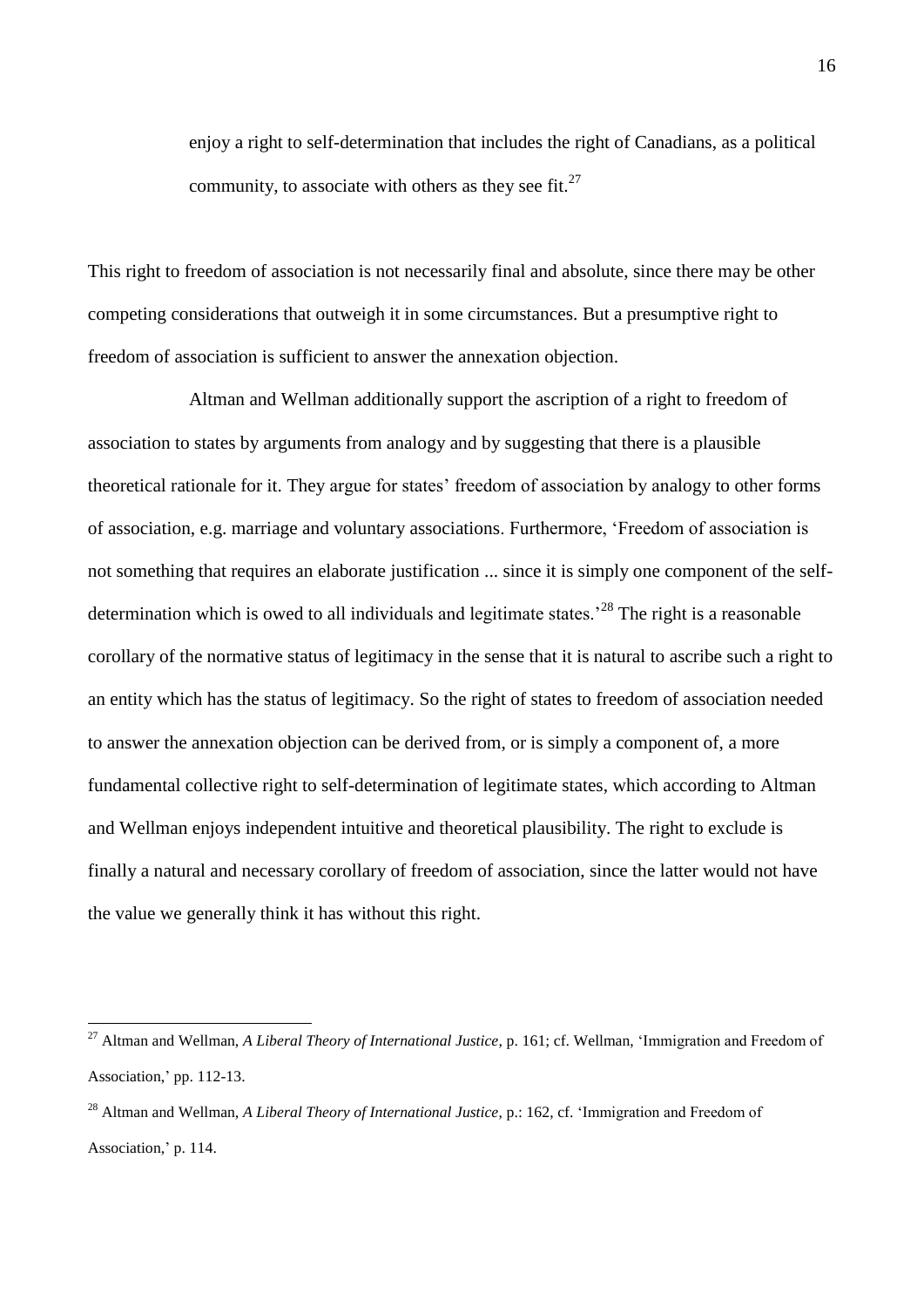> enjoy a right to self-determination that includes the right of Canadians, as a political community, to associate with others as they see fit.[27]

This right to freedom of association is not necessarily final and absolute, since there may be other competing considerations that outweigh it in some circumstances. But a presumptive right to freedom of association is sufficient to answer the annexation objection.

Altman and Wellman additionally support the ascription of a right to freedom of association to states by arguments from analogy and by suggesting that there is a plausible theoretical rationale for it. They argue for states' freedom of association by analogy to other forms of association, e.g. marriage and voluntary associations. Furthermore, 'Freedom of association is not something that requires an elaborate justification ... since it is simply one component of the self-determination which is owed to all individuals and legitimate states.'[28] The right is a reasonable corollary of the normative status of legitimacy in the sense that it is natural to ascribe such a right to an entity which has the status of legitimacy. So the right of states to freedom of association needed to answer the annexation objection can be derived from, or is simply a component of, a more fundamental collective right to self-determination of legitimate states, which according to Altman and Wellman enjoys independent intuitive and theoretical plausibility. The right to exclude is finally a natural and necessary corollary of freedom of association, since the latter would not have the value we generally think it has without this right.

---

[27] Altman and Wellman, *A Liberal Theory of International Justice*, p. 161; cf. Wellman, 'Immigration and Freedom of Association,' pp. 112-13.

[28] Altman and Wellman, *A Liberal Theory of International Justice*, p.: 162, cf. 'Immigration and Freedom of Association,' p. 114.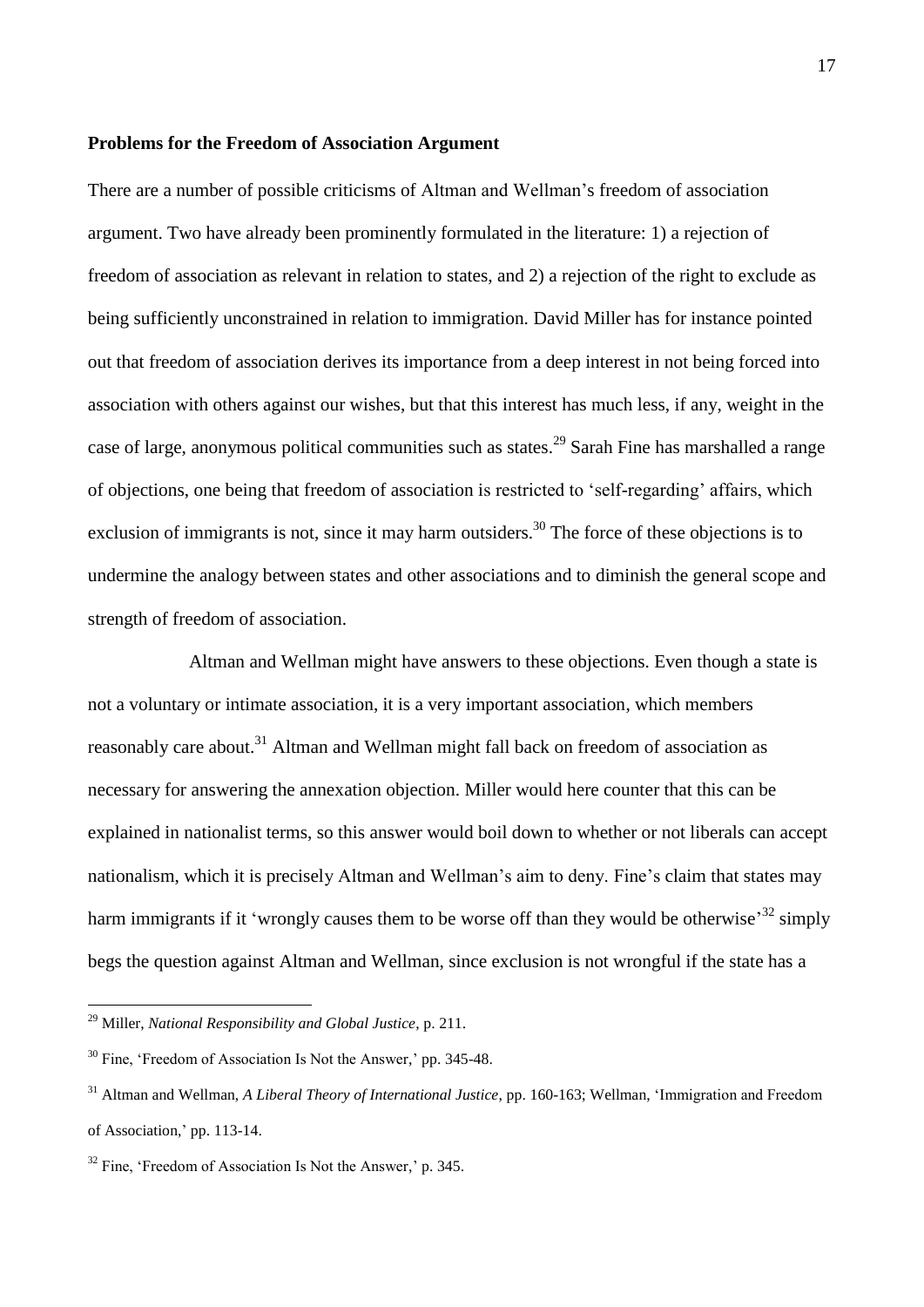**Problems for the Freedom of Association Argument**

There are a number of possible criticisms of Altman and Wellman's freedom of association argument. Two have already been prominently formulated in the literature: 1) a rejection of freedom of association as relevant in relation to states, and 2) a rejection of the right to exclude as being sufficiently unconstrained in relation to immigration. David Miller has for instance pointed out that freedom of association derives its importance from a deep interest in not being forced into association with others against our wishes, but that this interest has much less, if any, weight in the case of large, anonymous political communities such as states.[29] Sarah Fine has marshalled a range of objections, one being that freedom of association is restricted to 'self-regarding' affairs, which exclusion of immigrants is not, since it may harm outsiders.[30] The force of these objections is to undermine the analogy between states and other associations and to diminish the general scope and strength of freedom of association.

Altman and Wellman might have answers to these objections. Even though a state is not a voluntary or intimate association, it is a very important association, which members reasonably care about.[31] Altman and Wellman might fall back on freedom of association as necessary for answering the annexation objection. Miller would here counter that this can be explained in nationalist terms, so this answer would boil down to whether or not liberals can accept nationalism, which it is precisely Altman and Wellman's aim to deny. Fine's claim that states may harm immigrants if it 'wrongly causes them to be worse off than they would be otherwise'[32] simply begs the question against Altman and Wellman, since exclusion is not wrongful if the state has a

---

[29] Miller, *National Responsibility and Global Justice*, p. 211.

[30] Fine, 'Freedom of Association Is Not the Answer,' pp. 345-48.

[31] Altman and Wellman, *A Liberal Theory of International Justice*, pp. 160-163; Wellman, 'Immigration and Freedom of Association,' pp. 113-14.

[32] Fine, 'Freedom of Association Is Not the Answer,' p. 345.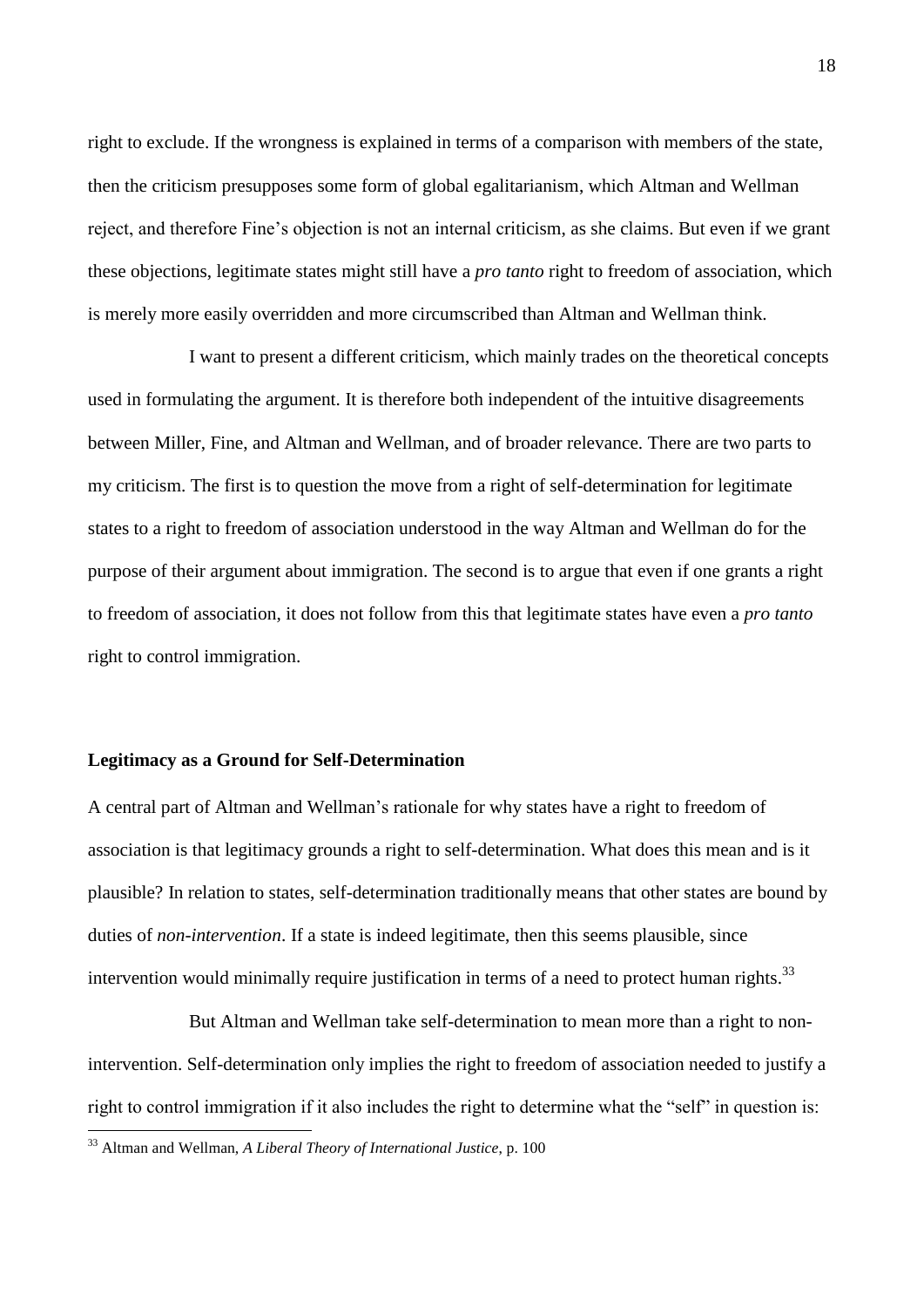right to exclude. If the wrongness is explained in terms of a comparison with members of the state, then the criticism presupposes some form of global egalitarianism, which Altman and Wellman reject, and therefore Fine's objection is not an internal criticism, as she claims. But even if we grant these objections, legitimate states might still have a *pro tanto* right to freedom of association, which is merely more easily overridden and more circumscribed than Altman and Wellman think.

I want to present a different criticism, which mainly trades on the theoretical concepts used in formulating the argument. It is therefore both independent of the intuitive disagreements between Miller, Fine, and Altman and Wellman, and of broader relevance. There are two parts to my criticism. The first is to question the move from a right of self-determination for legitimate states to a right to freedom of association understood in the way Altman and Wellman do for the purpose of their argument about immigration. The second is to argue that even if one grants a right to freedom of association, it does not follow from this that legitimate states have even a *pro tanto* right to control immigration.

**Legitimacy as a Ground for Self-Determination**

A central part of Altman and Wellman's rationale for why states have a right to freedom of association is that legitimacy grounds a right to self-determination. What does this mean and is it plausible? In relation to states, self-determination traditionally means that other states are bound by duties of *non-intervention*. If a state is indeed legitimate, then this seems plausible, since intervention would minimally require justification in terms of a need to protect human rights.[33]

But Altman and Wellman take self-determination to mean more than a right to non-intervention. Self-determination only implies the right to freedom of association needed to justify a right to control immigration if it also includes the right to determine what the "self" in question is:

[33] Altman and Wellman, *A Liberal Theory of International Justice*, p. 100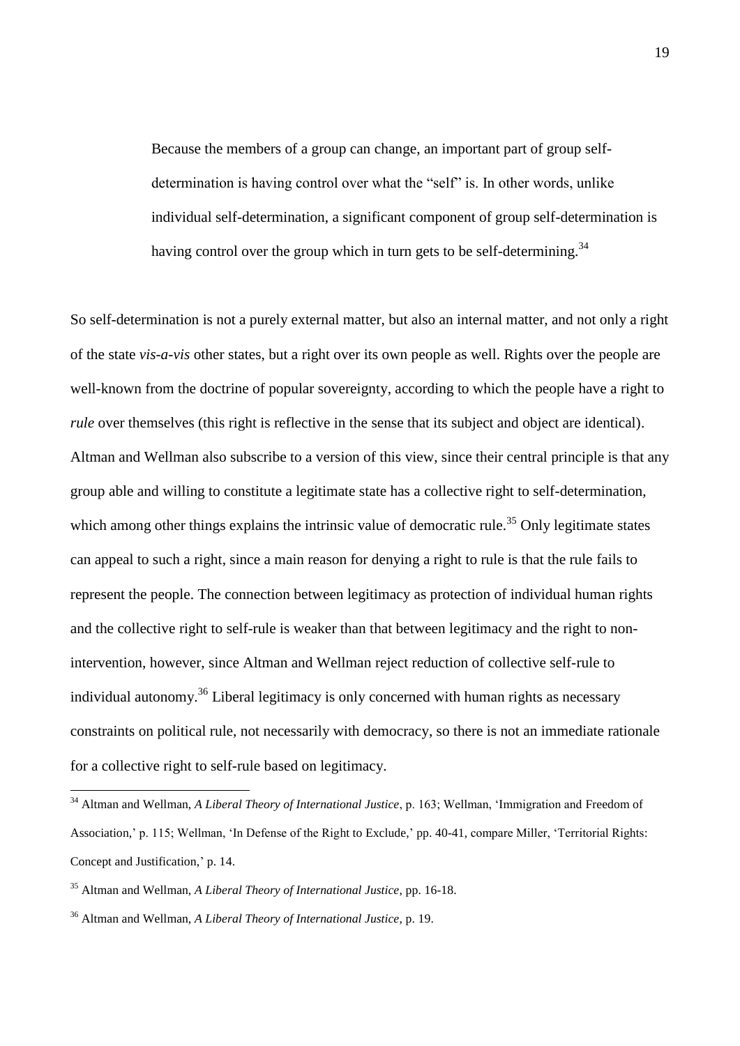> Because the members of a group can change, an important part of group self-determination is having control over what the "self" is. In other words, unlike individual self-determination, a significant component of group self-determination is having control over the group which in turn gets to be self-determining.[34]

So self-determination is not a purely external matter, but also an internal matter, and not only a right of the state *vis-a-vis* other states, but a right over its own people as well. Rights over the people are well-known from the doctrine of popular sovereignty, according to which the people have a right to *rule* over themselves (this right is reflective in the sense that its subject and object are identical). Altman and Wellman also subscribe to a version of this view, since their central principle is that any group able and willing to constitute a legitimate state has a collective right to self-determination, which among other things explains the intrinsic value of democratic rule.[35] Only legitimate states can appeal to such a right, since a main reason for denying a right to rule is that the rule fails to represent the people. The connection between legitimacy as protection of individual human rights and the collective right to self-rule is weaker than that between legitimacy and the right to non-intervention, however, since Altman and Wellman reject reduction of collective self-rule to individual autonomy.[36] Liberal legitimacy is only concerned with human rights as necessary constraints on political rule, not necessarily with democracy, so there is not an immediate rationale for a collective right to self-rule based on legitimacy.

---

[34] Altman and Wellman, *A Liberal Theory of International Justice*, p. 163; Wellman, 'Immigration and Freedom of Association,' p. 115; Wellman, 'In Defense of the Right to Exclude,' pp. 40-41, compare Miller, 'Territorial Rights: Concept and Justification,' p. 14.

[35] Altman and Wellman, *A Liberal Theory of International Justice*, pp. 16-18.

[36] Altman and Wellman, *A Liberal Theory of International Justice*, p. 19.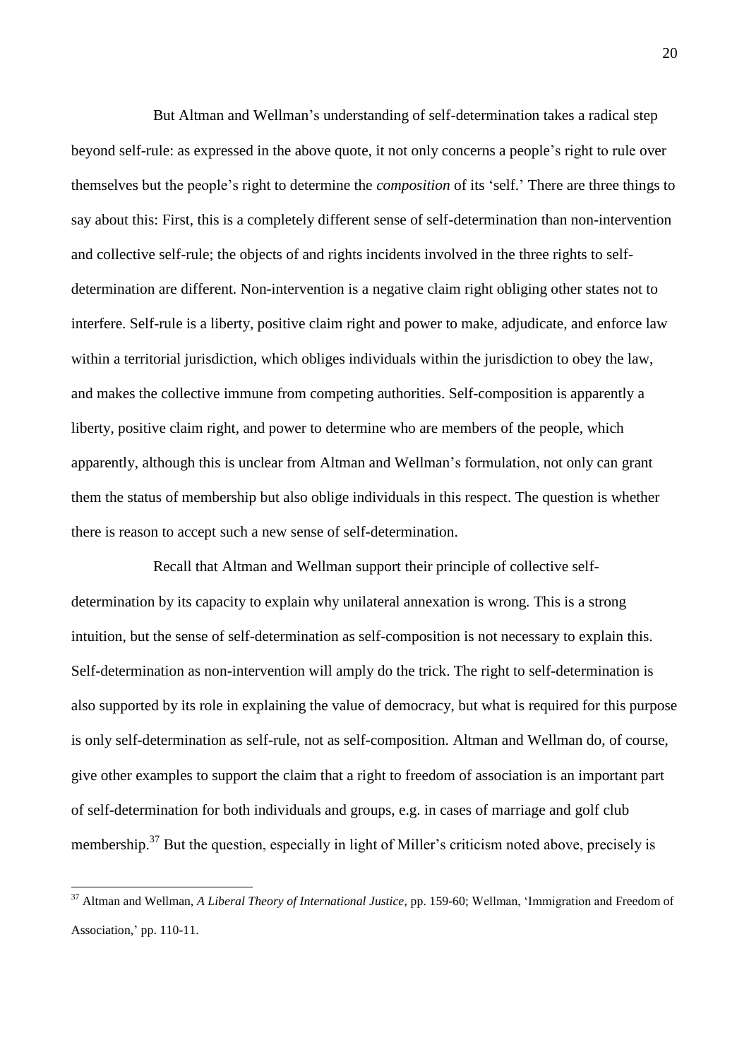But Altman and Wellman's understanding of self-determination takes a radical step beyond self-rule: as expressed in the above quote, it not only concerns a people's right to rule over themselves but the people's right to determine the *composition* of its 'self.' There are three things to say about this: First, this is a completely different sense of self-determination than non-intervention and collective self-rule; the objects of and rights incidents involved in the three rights to self-determination are different. Non-intervention is a negative claim right obliging other states not to interfere. Self-rule is a liberty, positive claim right and power to make, adjudicate, and enforce law within a territorial jurisdiction, which obliges individuals within the jurisdiction to obey the law, and makes the collective immune from competing authorities. Self-composition is apparently a liberty, positive claim right, and power to determine who are members of the people, which apparently, although this is unclear from Altman and Wellman's formulation, not only can grant them the status of membership but also oblige individuals in this respect. The question is whether there is reason to accept such a new sense of self-determination.

Recall that Altman and Wellman support their principle of collective self-determination by its capacity to explain why unilateral annexation is wrong. This is a strong intuition, but the sense of self-determination as self-composition is not necessary to explain this. Self-determination as non-intervention will amply do the trick. The right to self-determination is also supported by its role in explaining the value of democracy, but what is required for this purpose is only self-determination as self-rule, not as self-composition. Altman and Wellman do, of course, give other examples to support the claim that a right to freedom of association is an important part of self-determination for both individuals and groups, e.g. in cases of marriage and golf club membership.[37] But the question, especially in light of Miller's criticism noted above, precisely is

[37] Altman and Wellman, *A Liberal Theory of International Justice*, pp. 159-60; Wellman, 'Immigration and Freedom of Association,' pp. 110-11.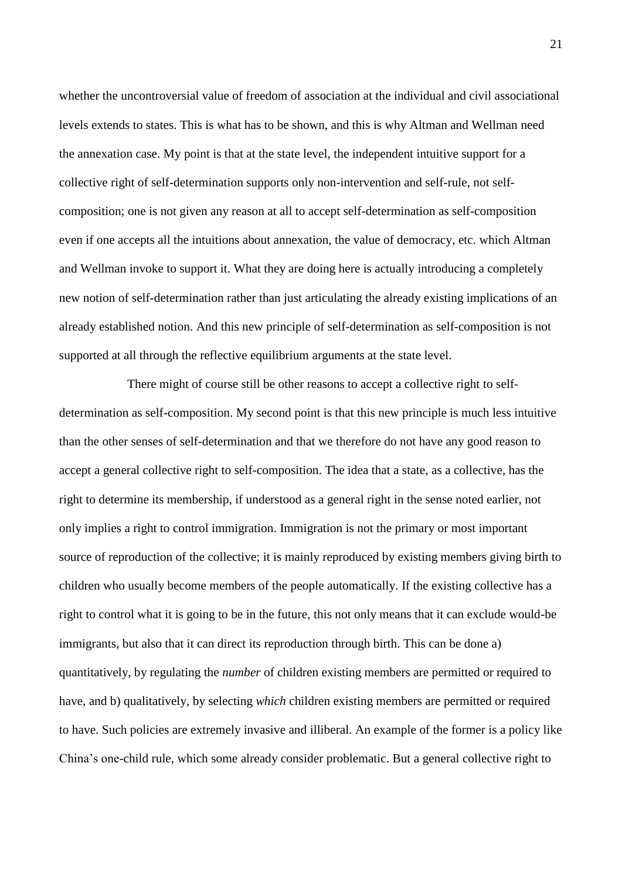whether the uncontroversial value of freedom of association at the individual and civil associational levels extends to states. This is what has to be shown, and this is why Altman and Wellman need the annexation case. My point is that at the state level, the independent intuitive support for a collective right of self-determination supports only non-intervention and self-rule, not self-composition; one is not given any reason at all to accept self-determination as self-composition even if one accepts all the intuitions about annexation, the value of democracy, etc. which Altman and Wellman invoke to support it. What they are doing here is actually introducing a completely new notion of self-determination rather than just articulating the already existing implications of an already established notion. And this new principle of self-determination as self-composition is not supported at all through the reflective equilibrium arguments at the state level.

There might of course still be other reasons to accept a collective right to self-determination as self-composition. My second point is that this new principle is much less intuitive than the other senses of self-determination and that we therefore do not have any good reason to accept a general collective right to self-composition. The idea that a state, as a collective, has the right to determine its membership, if understood as a general right in the sense noted earlier, not only implies a right to control immigration. Immigration is not the primary or most important source of reproduction of the collective; it is mainly reproduced by existing members giving birth to children who usually become members of the people automatically. If the existing collective has a right to control what it is going to be in the future, this not only means that it can exclude would-be immigrants, but also that it can direct its reproduction through birth. This can be done a) quantitatively, by regulating the *number* of children existing members are permitted or required to have, and b) qualitatively, by selecting *which* children existing members are permitted or required to have. Such policies are extremely invasive and illiberal. An example of the former is a policy like China's one-child rule, which some already consider problematic. But a general collective right to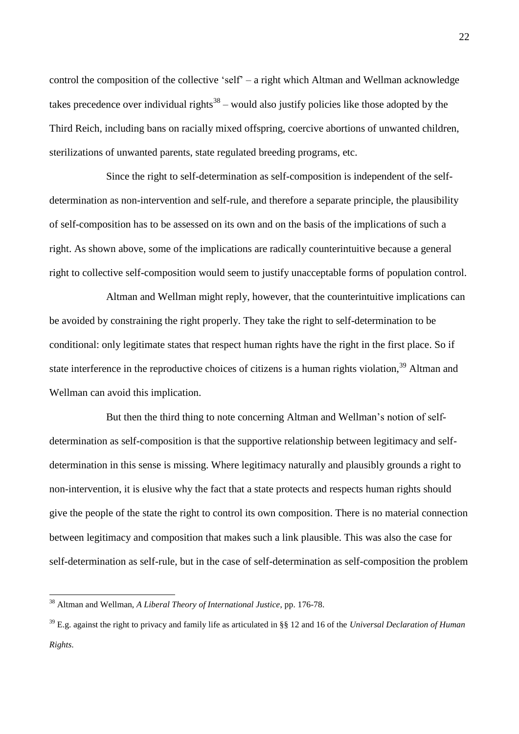control the composition of the collective 'self' – a right which Altman and Wellman acknowledge takes precedence over individual rights[38] – would also justify policies like those adopted by the Third Reich, including bans on racially mixed offspring, coercive abortions of unwanted children, sterilizations of unwanted parents, state regulated breeding programs, etc.

Since the right to self-determination as self-composition is independent of the self-determination as non-intervention and self-rule, and therefore a separate principle, the plausibility of self-composition has to be assessed on its own and on the basis of the implications of such a right. As shown above, some of the implications are radically counterintuitive because a general right to collective self-composition would seem to justify unacceptable forms of population control.

Altman and Wellman might reply, however, that the counterintuitive implications can be avoided by constraining the right properly. They take the right to self-determination to be conditional: only legitimate states that respect human rights have the right in the first place. So if state interference in the reproductive choices of citizens is a human rights violation,[39] Altman and Wellman can avoid this implication.

But then the third thing to note concerning Altman and Wellman's notion of self-determination as self-composition is that the supportive relationship between legitimacy and self-determination in this sense is missing. Where legitimacy naturally and plausibly grounds a right to non-intervention, it is elusive why the fact that a state protects and respects human rights should give the people of the state the right to control its own composition. There is no material connection between legitimacy and composition that makes such a link plausible. This was also the case for self-determination as self-rule, but in the case of self-determination as self-composition the problem

---

[38] Altman and Wellman, *A Liberal Theory of International Justice*, pp. 176-78.

[39] E.g. against the right to privacy and family life as articulated in §§ 12 and 16 of the *Universal Declaration of Human Rights*.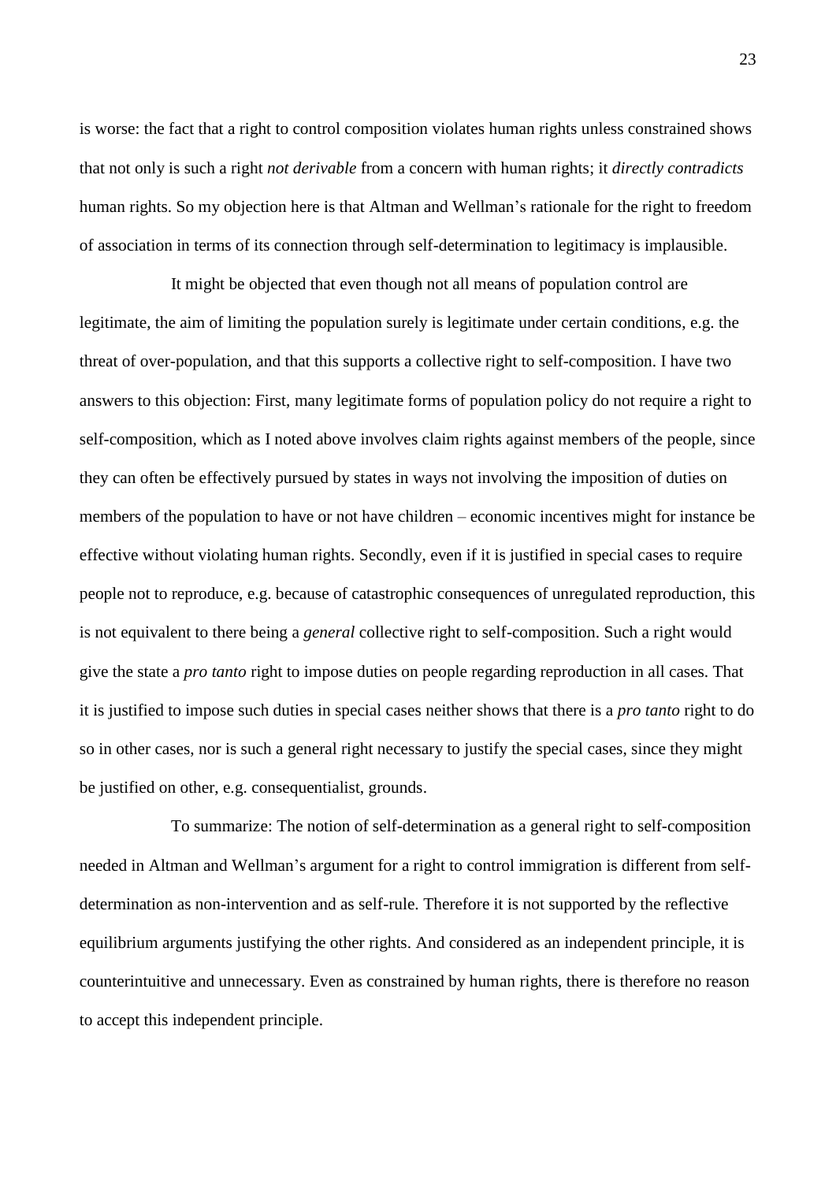is worse: the fact that a right to control composition violates human rights unless constrained shows that not only is such a right *not derivable* from a concern with human rights; it *directly contradicts* human rights. So my objection here is that Altman and Wellman's rationale for the right to freedom of association in terms of its connection through self-determination to legitimacy is implausible.

It might be objected that even though not all means of population control are legitimate, the aim of limiting the population surely is legitimate under certain conditions, e.g. the threat of over-population, and that this supports a collective right to self-composition. I have two answers to this objection: First, many legitimate forms of population policy do not require a right to self-composition, which as I noted above involves claim rights against members of the people, since they can often be effectively pursued by states in ways not involving the imposition of duties on members of the population to have or not have children – economic incentives might for instance be effective without violating human rights. Secondly, even if it is justified in special cases to require people not to reproduce, e.g. because of catastrophic consequences of unregulated reproduction, this is not equivalent to there being a *general* collective right to self-composition. Such a right would give the state a *pro tanto* right to impose duties on people regarding reproduction in all cases. That it is justified to impose such duties in special cases neither shows that there is a *pro tanto* right to do so in other cases, nor is such a general right necessary to justify the special cases, since they might be justified on other, e.g. consequentialist, grounds.

To summarize: The notion of self-determination as a general right to self-composition needed in Altman and Wellman's argument for a right to control immigration is different from self-determination as non-intervention and as self-rule. Therefore it is not supported by the reflective equilibrium arguments justifying the other rights. And considered as an independent principle, it is counterintuitive and unnecessary. Even as constrained by human rights, there is therefore no reason to accept this independent principle.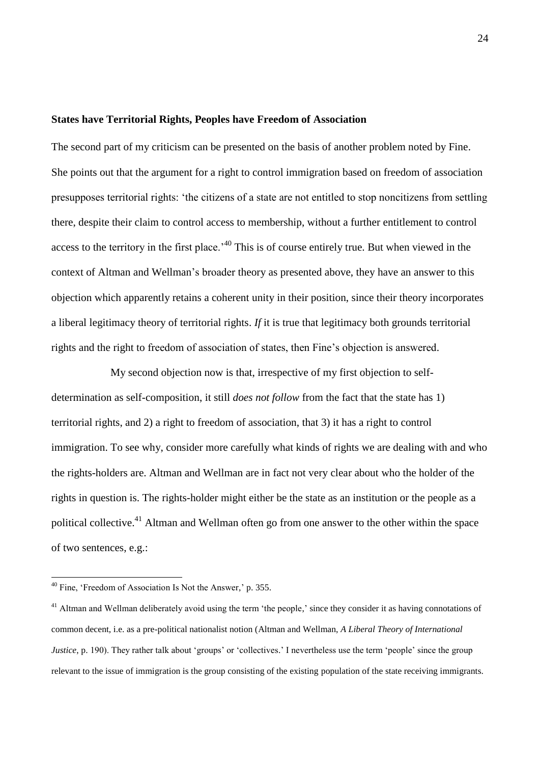**States have Territorial Rights, Peoples have Freedom of Association**

The second part of my criticism can be presented on the basis of another problem noted by Fine. She points out that the argument for a right to control immigration based on freedom of association presupposes territorial rights: 'the citizens of a state are not entitled to stop noncitizens from settling there, despite their claim to control access to membership, without a further entitlement to control access to the territory in the first place.'[40] This is of course entirely true. But when viewed in the context of Altman and Wellman's broader theory as presented above, they have an answer to this objection which apparently retains a coherent unity in their position, since their theory incorporates a liberal legitimacy theory of territorial rights. *If* it is true that legitimacy both grounds territorial rights and the right to freedom of association of states, then Fine's objection is answered.

My second objection now is that, irrespective of my first objection to self-determination as self-composition, it still *does not follow* from the fact that the state has 1) territorial rights, and 2) a right to freedom of association, that 3) it has a right to control immigration. To see why, consider more carefully what kinds of rights we are dealing with and who the rights-holders are. Altman and Wellman are in fact not very clear about who the holder of the rights in question is. The rights-holder might either be the state as an institution or the people as a political collective.[41] Altman and Wellman often go from one answer to the other within the space of two sentences, e.g.:

---

[40] Fine, 'Freedom of Association Is Not the Answer,' p. 355.

[41] Altman and Wellman deliberately avoid using the term 'the people,' since they consider it as having connotations of common decent, i.e. as a pre-political nationalist notion (Altman and Wellman, *A Liberal Theory of International Justice*, p. 190). They rather talk about 'groups' or 'collectives.' I nevertheless use the term 'people' since the group relevant to the issue of immigration is the group consisting of the existing population of the state receiving immigrants.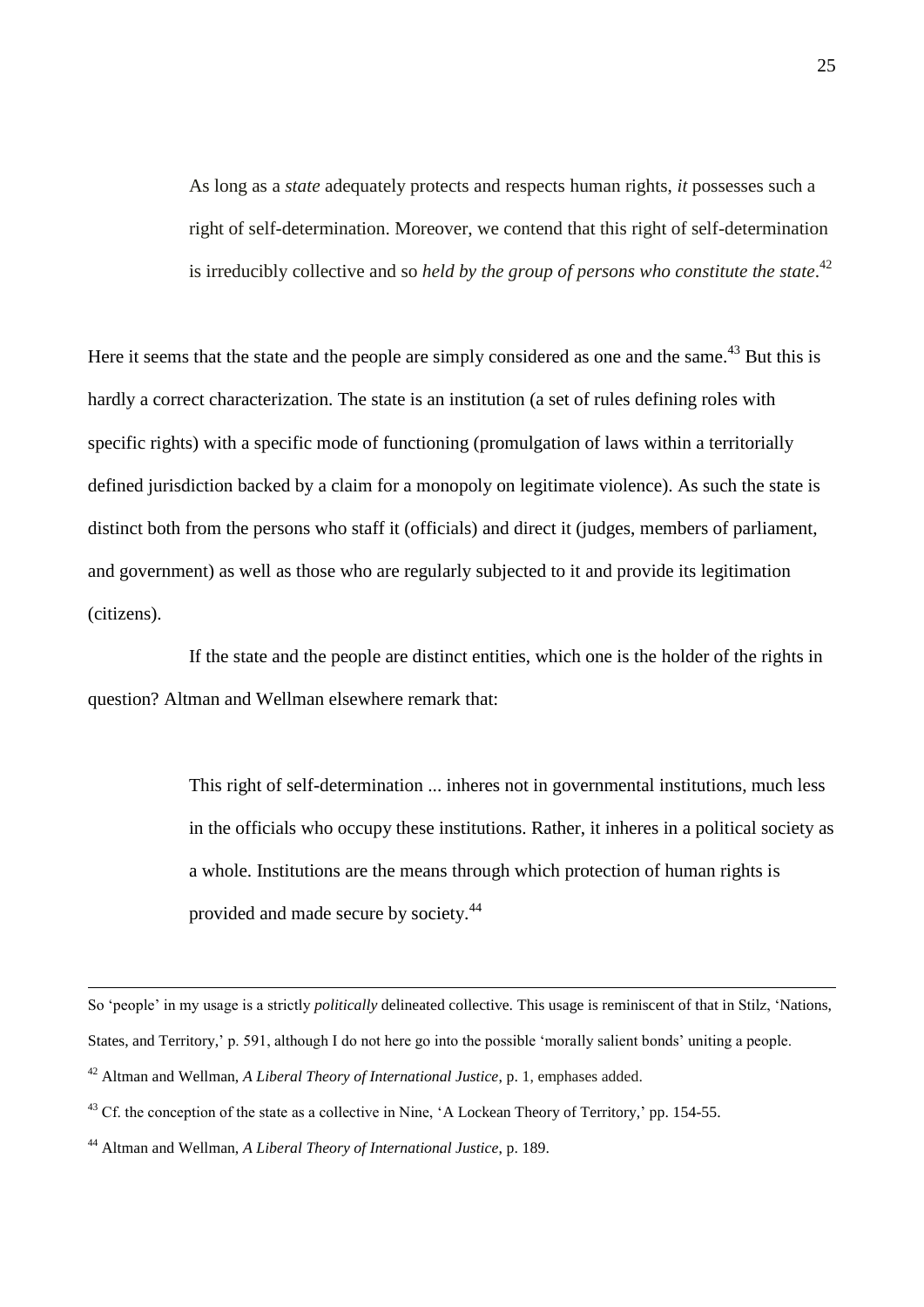> As long as a *state* adequately protects and respects human rights, *it* possesses such a right of self-determination. Moreover, we contend that this right of self-determination is irreducibly collective and so *held by the group of persons who constitute the state*.[42]

Here it seems that the state and the people are simply considered as one and the same.[43] But this is hardly a correct characterization. The state is an institution (a set of rules defining roles with specific rights) with a specific mode of functioning (promulgation of laws within a territorially defined jurisdiction backed by a claim for a monopoly on legitimate violence). As such the state is distinct both from the persons who staff it (officials) and direct it (judges, members of parliament, and government) as well as those who are regularly subjected to it and provide its legitimation (citizens).

If the state and the people are distinct entities, which one is the holder of the rights in question? Altman and Wellman elsewhere remark that:

> This right of self-determination ... inheres not in governmental institutions, much less in the officials who occupy these institutions. Rather, it inheres in a political society as a whole. Institutions are the means through which protection of human rights is provided and made secure by society.[44]

---

So 'people' in my usage is a strictly *politically* delineated collective. This usage is reminiscent of that in Stilz, 'Nations, States, and Territory,' p. 591, although I do not here go into the possible 'morally salient bonds' uniting a people.

[42] Altman and Wellman, *A Liberal Theory of International Justice*, p. 1, emphases added.

[43] Cf. the conception of the state as a collective in Nine, 'A Lockean Theory of Territory,' pp. 154-55.

[44] Altman and Wellman, *A Liberal Theory of International Justice*, p. 189.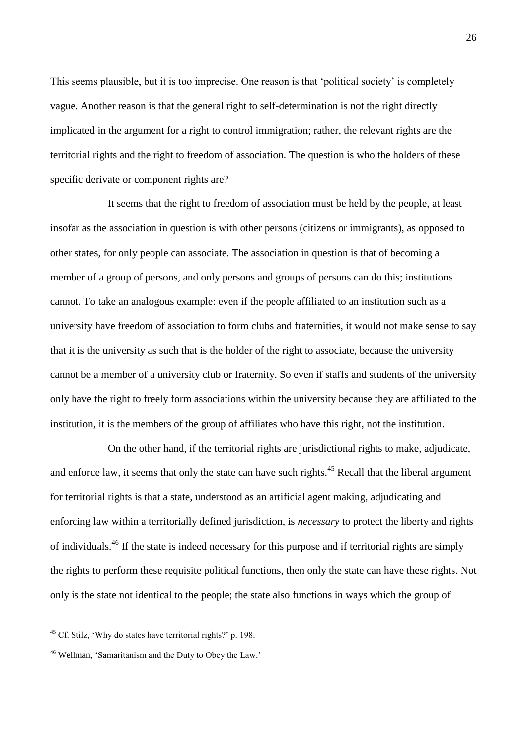This seems plausible, but it is too imprecise. One reason is that 'political society' is completely vague. Another reason is that the general right to self-determination is not the right directly implicated in the argument for a right to control immigration; rather, the relevant rights are the territorial rights and the right to freedom of association. The question is who the holders of these specific derivate or component rights are?

It seems that the right to freedom of association must be held by the people, at least insofar as the association in question is with other persons (citizens or immigrants), as opposed to other states, for only people can associate. The association in question is that of becoming a member of a group of persons, and only persons and groups of persons can do this; institutions cannot. To take an analogous example: even if the people affiliated to an institution such as a university have freedom of association to form clubs and fraternities, it would not make sense to say that it is the university as such that is the holder of the right to associate, because the university cannot be a member of a university club or fraternity. So even if staffs and students of the university only have the right to freely form associations within the university because they are affiliated to the institution, it is the members of the group of affiliates who have this right, not the institution.

On the other hand, if the territorial rights are jurisdictional rights to make, adjudicate, and enforce law, it seems that only the state can have such rights.[45] Recall that the liberal argument for territorial rights is that a state, understood as an artificial agent making, adjudicating and enforcing law within a territorially defined jurisdiction, is *necessary* to protect the liberty and rights of individuals.[46] If the state is indeed necessary for this purpose and if territorial rights are simply the rights to perform these requisite political functions, then only the state can have these rights. Not only is the state not identical to the people; the state also functions in ways which the group of

---

[45] Cf. Stilz, 'Why do states have territorial rights?' p. 198.

[46] Wellman, 'Samaritanism and the Duty to Obey the Law.'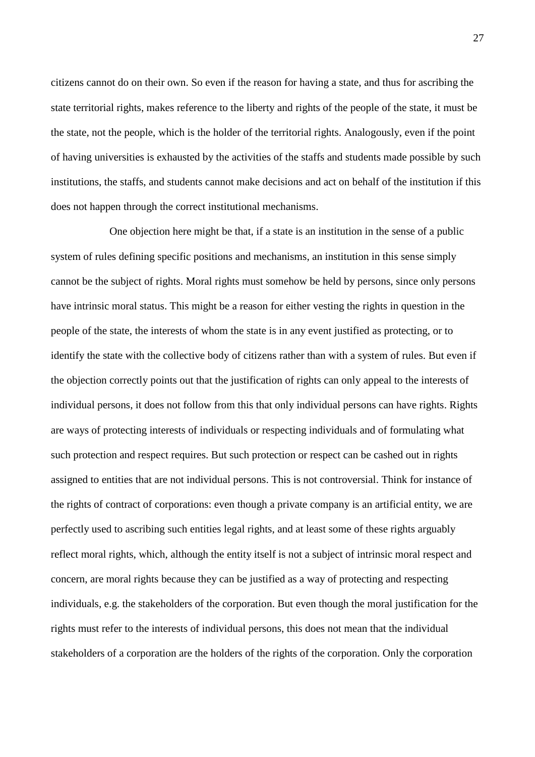citizens cannot do on their own. So even if the reason for having a state, and thus for ascribing the state territorial rights, makes reference to the liberty and rights of the people of the state, it must be the state, not the people, which is the holder of the territorial rights. Analogously, even if the point of having universities is exhausted by the activities of the staffs and students made possible by such institutions, the staffs, and students cannot make decisions and act on behalf of the institution if this does not happen through the correct institutional mechanisms.

One objection here might be that, if a state is an institution in the sense of a public system of rules defining specific positions and mechanisms, an institution in this sense simply cannot be the subject of rights. Moral rights must somehow be held by persons, since only persons have intrinsic moral status. This might be a reason for either vesting the rights in question in the people of the state, the interests of whom the state is in any event justified as protecting, or to identify the state with the collective body of citizens rather than with a system of rules. But even if the objection correctly points out that the justification of rights can only appeal to the interests of individual persons, it does not follow from this that only individual persons can have rights. Rights are ways of protecting interests of individuals or respecting individuals and of formulating what such protection and respect requires. But such protection or respect can be cashed out in rights assigned to entities that are not individual persons. This is not controversial. Think for instance of the rights of contract of corporations: even though a private company is an artificial entity, we are perfectly used to ascribing such entities legal rights, and at least some of these rights arguably reflect moral rights, which, although the entity itself is not a subject of intrinsic moral respect and concern, are moral rights because they can be justified as a way of protecting and respecting individuals, e.g. the stakeholders of the corporation. But even though the moral justification for the rights must refer to the interests of individual persons, this does not mean that the individual stakeholders of a corporation are the holders of the rights of the corporation. Only the corporation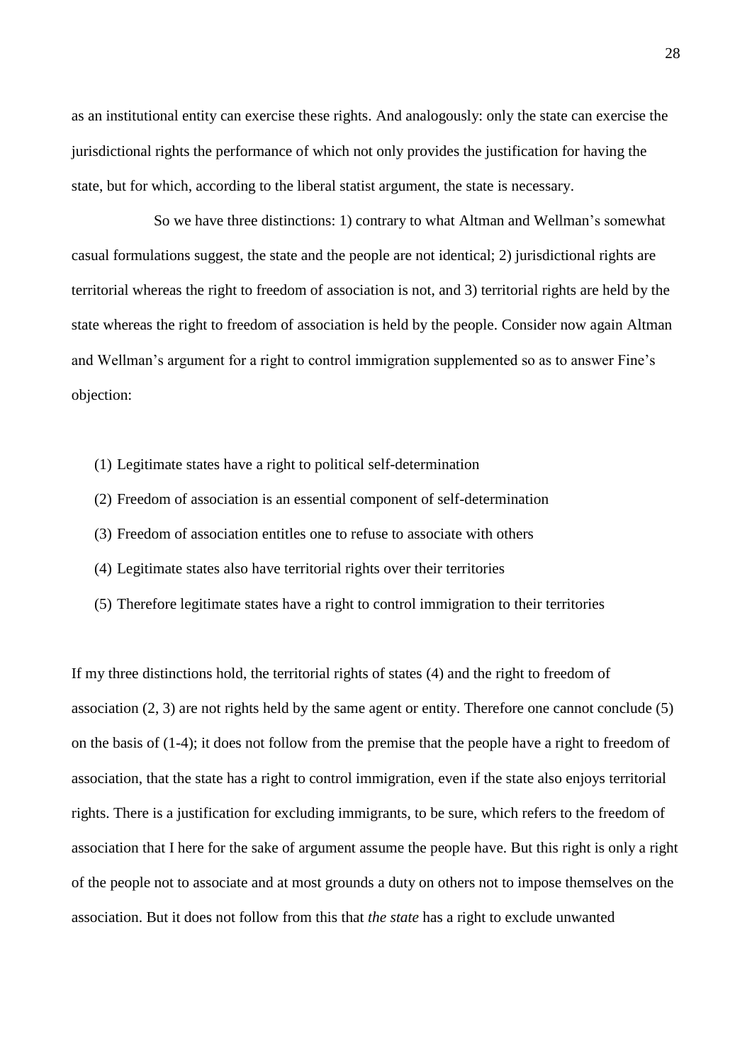as an institutional entity can exercise these rights. And analogously: only the state can exercise the jurisdictional rights the performance of which not only provides the justification for having the state, but for which, according to the liberal statist argument, the state is necessary.

So we have three distinctions: 1) contrary to what Altman and Wellman's somewhat casual formulations suggest, the state and the people are not identical; 2) jurisdictional rights are territorial whereas the right to freedom of association is not, and 3) territorial rights are held by the state whereas the right to freedom of association is held by the people. Consider now again Altman and Wellman's argument for a right to control immigration supplemented so as to answer Fine's objection:

(1) Legitimate states have a right to political self-determination

(2) Freedom of association is an essential component of self-determination

(3) Freedom of association entitles one to refuse to associate with others

(4) Legitimate states also have territorial rights over their territories

(5) Therefore legitimate states have a right to control immigration to their territories

If my three distinctions hold, the territorial rights of states (4) and the right to freedom of association (2, 3) are not rights held by the same agent or entity. Therefore one cannot conclude (5) on the basis of (1-4); it does not follow from the premise that the people have a right to freedom of association, that the state has a right to control immigration, even if the state also enjoys territorial rights. There is a justification for excluding immigrants, to be sure, which refers to the freedom of association that I here for the sake of argument assume the people have. But this right is only a right of the people not to associate and at most grounds a duty on others not to impose themselves on the association. But it does not follow from this that *the state* has a right to exclude unwanted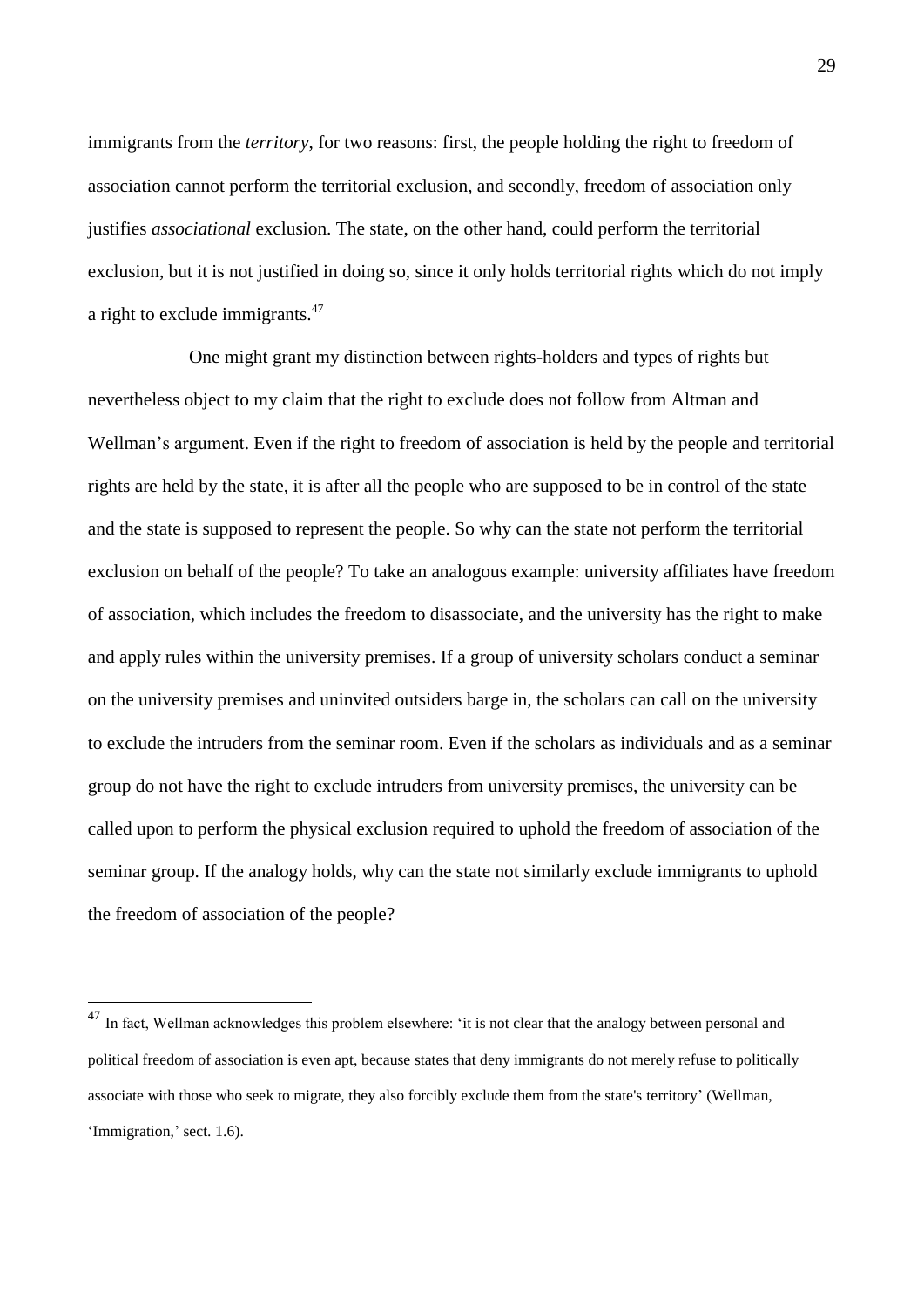immigrants from the *territory*, for two reasons: first, the people holding the right to freedom of association cannot perform the territorial exclusion, and secondly, freedom of association only justifies *associational* exclusion. The state, on the other hand, could perform the territorial exclusion, but it is not justified in doing so, since it only holds territorial rights which do not imply a right to exclude immigrants.[47]

One might grant my distinction between rights-holders and types of rights but nevertheless object to my claim that the right to exclude does not follow from Altman and Wellman's argument. Even if the right to freedom of association is held by the people and territorial rights are held by the state, it is after all the people who are supposed to be in control of the state and the state is supposed to represent the people. So why can the state not perform the territorial exclusion on behalf of the people? To take an analogous example: university affiliates have freedom of association, which includes the freedom to disassociate, and the university has the right to make and apply rules within the university premises. If a group of university scholars conduct a seminar on the university premises and uninvited outsiders barge in, the scholars can call on the university to exclude the intruders from the seminar room. Even if the scholars as individuals and as a seminar group do not have the right to exclude intruders from university premises, the university can be called upon to perform the physical exclusion required to uphold the freedom of association of the seminar group. If the analogy holds, why can the state not similarly exclude immigrants to uphold the freedom of association of the people?

---

[47] In fact, Wellman acknowledges this problem elsewhere: 'it is not clear that the analogy between personal and political freedom of association is even apt, because states that deny immigrants do not merely refuse to politically associate with those who seek to migrate, they also forcibly exclude them from the state's territory' (Wellman, 'Immigration,' sect. 1.6).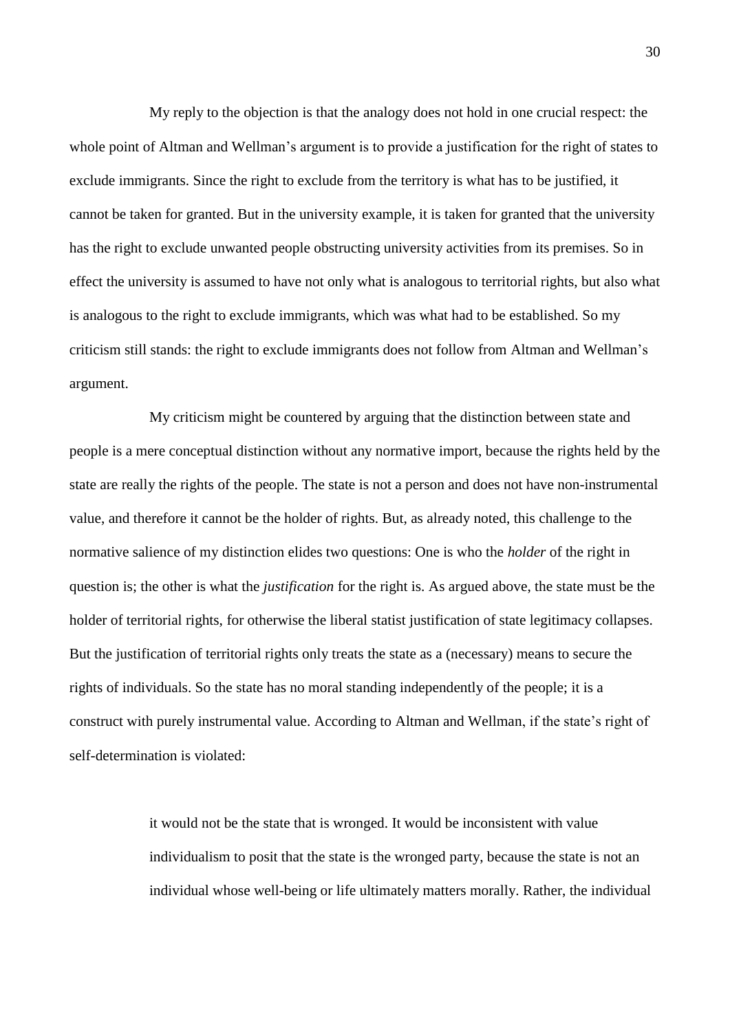My reply to the objection is that the analogy does not hold in one crucial respect: the whole point of Altman and Wellman's argument is to provide a justification for the right of states to exclude immigrants. Since the right to exclude from the territory is what has to be justified, it cannot be taken for granted. But in the university example, it is taken for granted that the university has the right to exclude unwanted people obstructing university activities from its premises. So in effect the university is assumed to have not only what is analogous to territorial rights, but also what is analogous to the right to exclude immigrants, which was what had to be established. So my criticism still stands: the right to exclude immigrants does not follow from Altman and Wellman's argument.

My criticism might be countered by arguing that the distinction between state and people is a mere conceptual distinction without any normative import, because the rights held by the state are really the rights of the people. The state is not a person and does not have non-instrumental value, and therefore it cannot be the holder of rights. But, as already noted, this challenge to the normative salience of my distinction elides two questions: One is who the *holder* of the right in question is; the other is what the *justification* for the right is. As argued above, the state must be the holder of territorial rights, for otherwise the liberal statist justification of state legitimacy collapses. But the justification of territorial rights only treats the state as a (necessary) means to secure the rights of individuals. So the state has no moral standing independently of the people; it is a construct with purely instrumental value. According to Altman and Wellman, if the state's right of self-determination is violated:

> it would not be the state that is wronged. It would be inconsistent with value individualism to posit that the state is the wronged party, because the state is not an individual whose well-being or life ultimately matters morally. Rather, the individual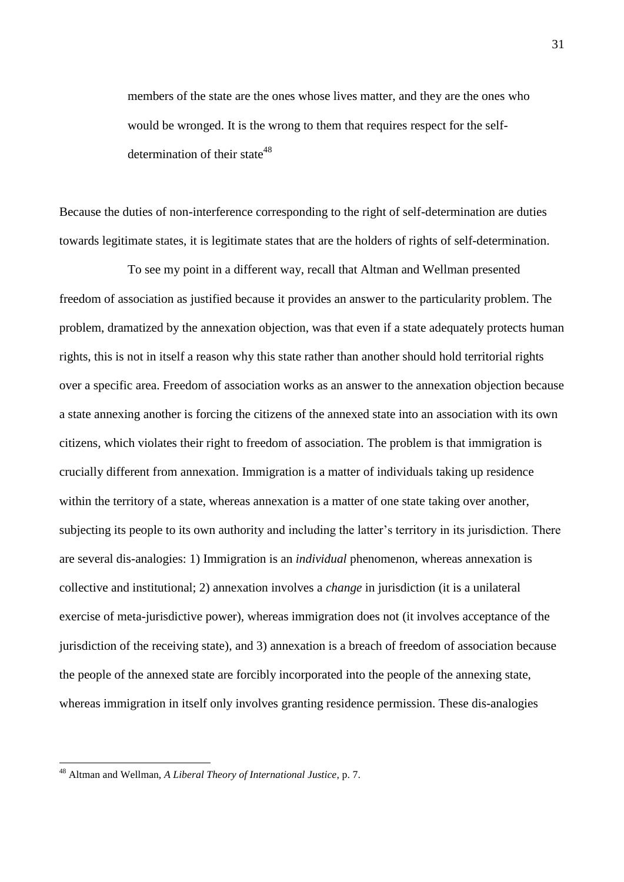> members of the state are the ones whose lives matter, and they are the ones who would be wronged. It is the wrong to them that requires respect for the self-determination of their state[48]

Because the duties of non-interference corresponding to the right of self-determination are duties towards legitimate states, it is legitimate states that are the holders of rights of self-determination.

To see my point in a different way, recall that Altman and Wellman presented freedom of association as justified because it provides an answer to the particularity problem. The problem, dramatized by the annexation objection, was that even if a state adequately protects human rights, this is not in itself a reason why this state rather than another should hold territorial rights over a specific area. Freedom of association works as an answer to the annexation objection because a state annexing another is forcing the citizens of the annexed state into an association with its own citizens, which violates their right to freedom of association. The problem is that immigration is crucially different from annexation. Immigration is a matter of individuals taking up residence within the territory of a state, whereas annexation is a matter of one state taking over another, subjecting its people to its own authority and including the latter's territory in its jurisdiction. There are several dis-analogies: 1) Immigration is an *individual* phenomenon, whereas annexation is collective and institutional; 2) annexation involves a *change* in jurisdiction (it is a unilateral exercise of meta-jurisdictive power), whereas immigration does not (it involves acceptance of the jurisdiction of the receiving state), and 3) annexation is a breach of freedom of association because the people of the annexed state are forcibly incorporated into the people of the annexing state, whereas immigration in itself only involves granting residence permission. These dis-analogies

---

[48] Altman and Wellman, *A Liberal Theory of International Justice*, p. 7.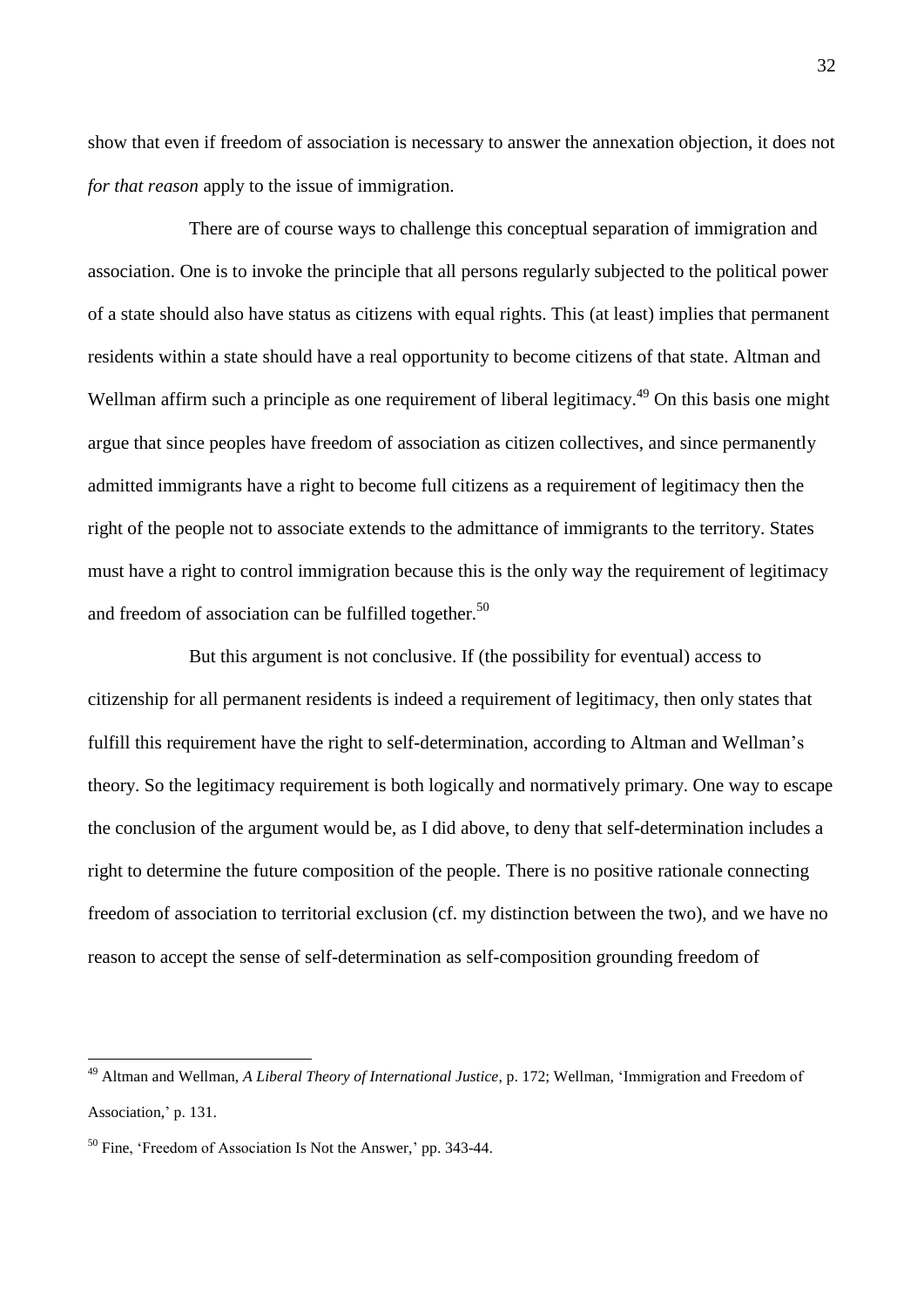show that even if freedom of association is necessary to answer the annexation objection, it does not *for that reason* apply to the issue of immigration.

There are of course ways to challenge this conceptual separation of immigration and association. One is to invoke the principle that all persons regularly subjected to the political power of a state should also have status as citizens with equal rights. This (at least) implies that permanent residents within a state should have a real opportunity to become citizens of that state. Altman and Wellman affirm such a principle as one requirement of liberal legitimacy.[49] On this basis one might argue that since peoples have freedom of association as citizen collectives, and since permanently admitted immigrants have a right to become full citizens as a requirement of legitimacy then the right of the people not to associate extends to the admittance of immigrants to the territory. States must have a right to control immigration because this is the only way the requirement of legitimacy and freedom of association can be fulfilled together.[50]

But this argument is not conclusive. If (the possibility for eventual) access to citizenship for all permanent residents is indeed a requirement of legitimacy, then only states that fulfill this requirement have the right to self-determination, according to Altman and Wellman's theory. So the legitimacy requirement is both logically and normatively primary. One way to escape the conclusion of the argument would be, as I did above, to deny that self-determination includes a right to determine the future composition of the people. There is no positive rationale connecting freedom of association to territorial exclusion (cf. my distinction between the two), and we have no reason to accept the sense of self-determination as self-composition grounding freedom of

---

[49] Altman and Wellman, *A Liberal Theory of International Justice*, p. 172; Wellman, 'Immigration and Freedom of Association,' p. 131.

[50] Fine, 'Freedom of Association Is Not the Answer,' pp. 343-44.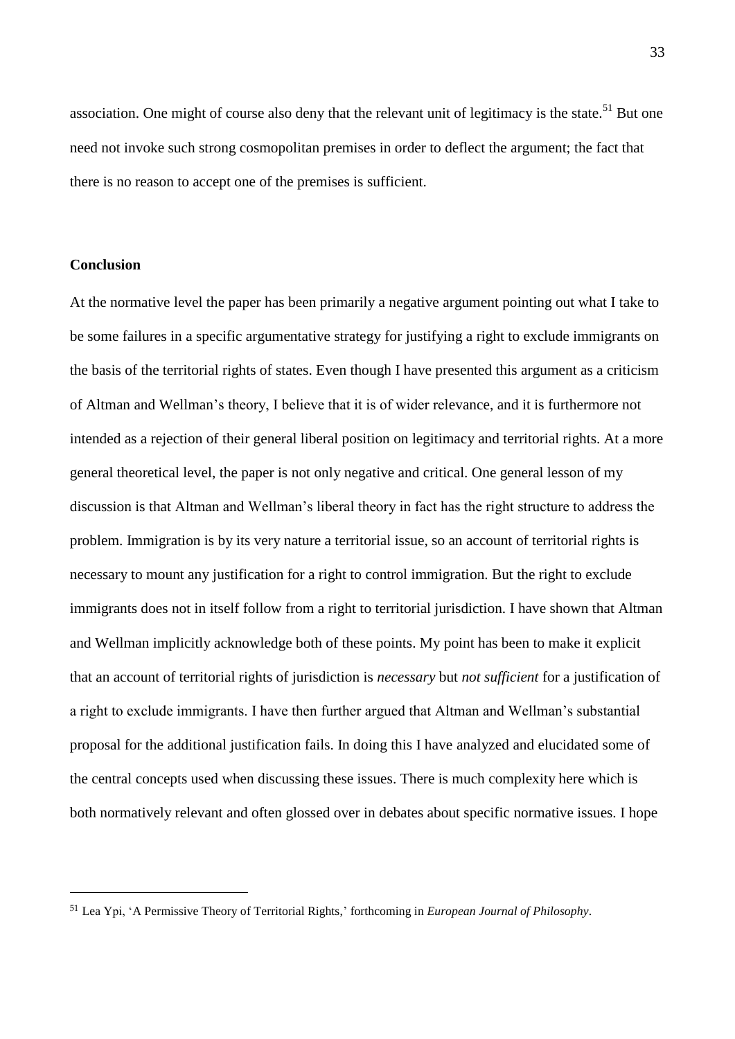association. One might of course also deny that the relevant unit of legitimacy is the state.[51] But one need not invoke such strong cosmopolitan premises in order to deflect the argument; the fact that there is no reason to accept one of the premises is sufficient.

## Conclusion

At the normative level the paper has been primarily a negative argument pointing out what I take to be some failures in a specific argumentative strategy for justifying a right to exclude immigrants on the basis of the territorial rights of states. Even though I have presented this argument as a criticism of Altman and Wellman's theory, I believe that it is of wider relevance, and it is furthermore not intended as a rejection of their general liberal position on legitimacy and territorial rights. At a more general theoretical level, the paper is not only negative and critical. One general lesson of my discussion is that Altman and Wellman's liberal theory in fact has the right structure to address the problem. Immigration is by its very nature a territorial issue, so an account of territorial rights is necessary to mount any justification for a right to control immigration. But the right to exclude immigrants does not in itself follow from a right to territorial jurisdiction. I have shown that Altman and Wellman implicitly acknowledge both of these points. My point has been to make it explicit that an account of territorial rights of jurisdiction is *necessary* but *not sufficient* for a justification of a right to exclude immigrants. I have then further argued that Altman and Wellman's substantial proposal for the additional justification fails. In doing this I have analyzed and elucidated some of the central concepts used when discussing these issues. There is much complexity here which is both normatively relevant and often glossed over in debates about specific normative issues. I hope

---

[51] Lea Ypi, 'A Permissive Theory of Territorial Rights,' forthcoming in *European Journal of Philosophy*.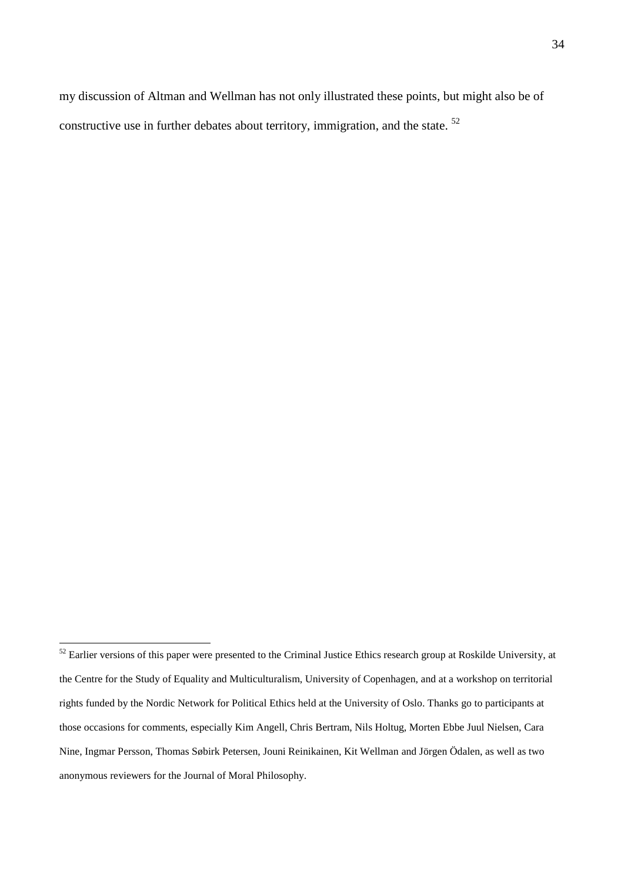my discussion of Altman and Wellman has not only illustrated these points, but might also be of constructive use in further debates about territory, immigration, and the state. [52]

[52] Earlier versions of this paper were presented to the Criminal Justice Ethics research group at Roskilde University, at the Centre for the Study of Equality and Multiculturalism, University of Copenhagen, and at a workshop on territorial rights funded by the Nordic Network for Political Ethics held at the University of Oslo. Thanks go to participants at those occasions for comments, especially Kim Angell, Chris Bertram, Nils Holtug, Morten Ebbe Juul Nielsen, Cara Nine, Ingmar Persson, Thomas Søbirk Petersen, Jouni Reinikainen, Kit Wellman and Jörgen Ödalen, as well as two anonymous reviewers for the Journal of Moral Philosophy.